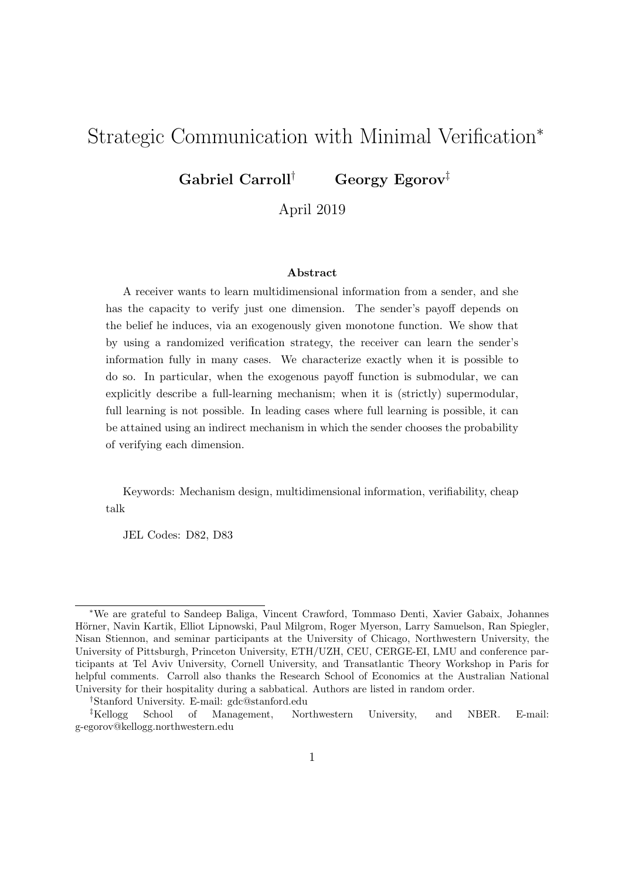# Strategic Communication with Minimal Verification*

**Gabriel Carroll**[†] **Georgy Egorov**[‡]

April 2019

### Abstract

A receiver wants to learn multidimensional information from a sender, and she has the capacity to verify just one dimension. The sender's payoff depends on the belief he induces, via an exogenously given monotone function. We show that by using a randomized verification strategy, the receiver can learn the sender's information fully in many cases. We characterize exactly when it is possible to do so. In particular, when the exogenous payoff function is submodular, we can explicitly describe a full-learning mechanism; when it is (strictly) supermodular, full learning is not possible. In leading cases where full learning is possible, it can be attained using an indirect mechanism in which the sender chooses the probability of verifying each dimension.

Keywords: Mechanism design, multidimensional information, verifiability, cheap talk

JEL Codes: D82, D83

---

*We are grateful to Sandeep Baliga, Vincent Crawford, Tommaso Denti, Xavier Gabaix, Johannes Hörner, Navin Kartik, Elliot Lipnowski, Paul Milgrom, Roger Myerson, Larry Samuelson, Ran Spiegler, Nisan Stiennon, and seminar participants at the University of Chicago, Northwestern University, the University of Pittsburgh, Princeton University, ETH/UZH, CEU, CERGE-EI, LMU and conference participants at Tel Aviv University, Cornell University, and Transatlantic Theory Workshop in Paris for helpful comments. Carroll also thanks the Research School of Economics at the Australian National University for their hospitality during a sabbatical. Authors are listed in random order.

[†]Stanford University. E-mail: gdc@stanford.edu

[‡]Kellogg School of Management, Northwestern University, and NBER. E-mail: g-egorov@kellogg.northwestern.edu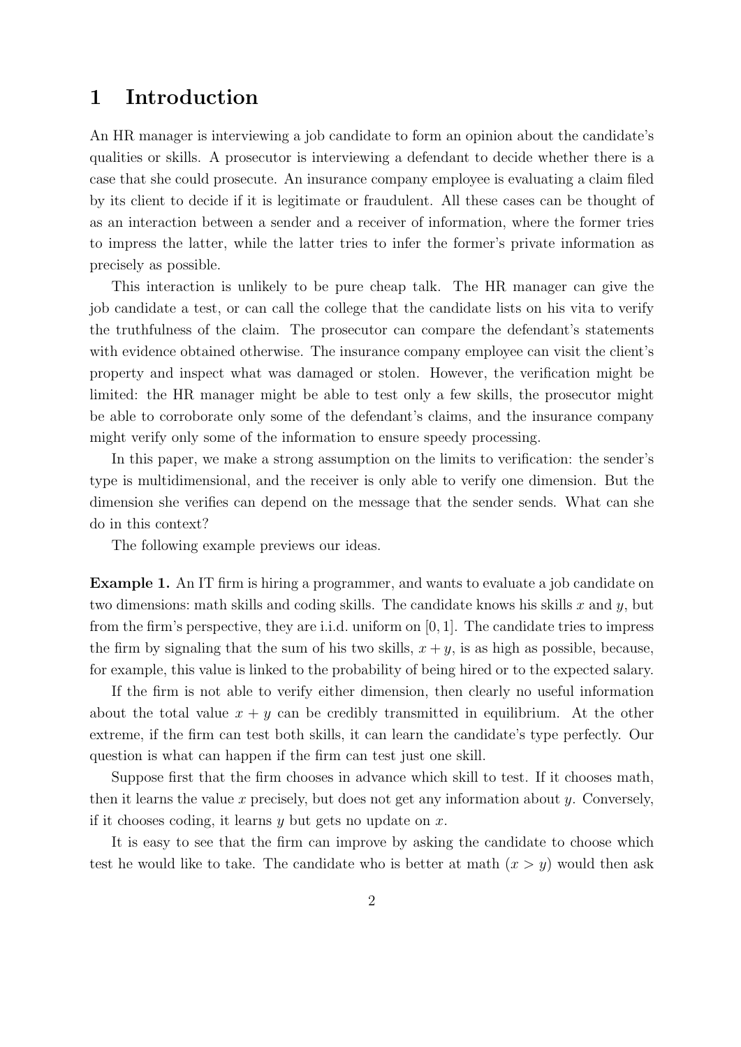# 1 Introduction

An HR manager is interviewing a job candidate to form an opinion about the candidate's qualities or skills. A prosecutor is interviewing a defendant to decide whether there is a case that she could prosecute. An insurance company employee is evaluating a claim filed by its client to decide if it is legitimate or fraudulent. All these cases can be thought of as an interaction between a sender and a receiver of information, where the former tries to impress the latter, while the latter tries to infer the former's private information as precisely as possible.

This interaction is unlikely to be pure cheap talk. The HR manager can give the job candidate a test, or can call the college that the candidate lists on his vita to verify the truthfulness of the claim. The prosecutor can compare the defendant's statements with evidence obtained otherwise. The insurance company employee can visit the client's property and inspect what was damaged or stolen. However, the verification might be limited: the HR manager might be able to test only a few skills, the prosecutor might be able to corroborate only some of the defendant's claims, and the insurance company might verify only some of the information to ensure speedy processing.

In this paper, we make a strong assumption on the limits to verification: the sender's type is multidimensional, and the receiver is only able to verify one dimension. But the dimension she verifies can depend on the message that the sender sends. What can she do in this context?

The following example previews our ideas.

**Example 1.** An IT firm is hiring a programmer, and wants to evaluate a job candidate on two dimensions: math skills and coding skills. The candidate knows his skills $x$ and $y$, but from the firm's perspective, they are i.i.d. uniform on $[0, 1]$. The candidate tries to impress the firm by signaling that the sum of his two skills, $x + y$, is as high as possible, because, for example, this value is linked to the probability of being hired or to the expected salary.

If the firm is not able to verify either dimension, then clearly no useful information about the total value $x + y$ can be credibly transmitted in equilibrium. At the other extreme, if the firm can test both skills, it can learn the candidate's type perfectly. Our question is what can happen if the firm can test just one skill.

Suppose first that the firm chooses in advance which skill to test. If it chooses math, then it learns the value $x$ precisely, but does not get any information about $y$. Conversely, if it chooses coding, it learns $y$ but gets no update on $x$.

It is easy to see that the firm can improve by asking the candidate to choose which test he would like to take. The candidate who is better at math ($x > y$) would then ask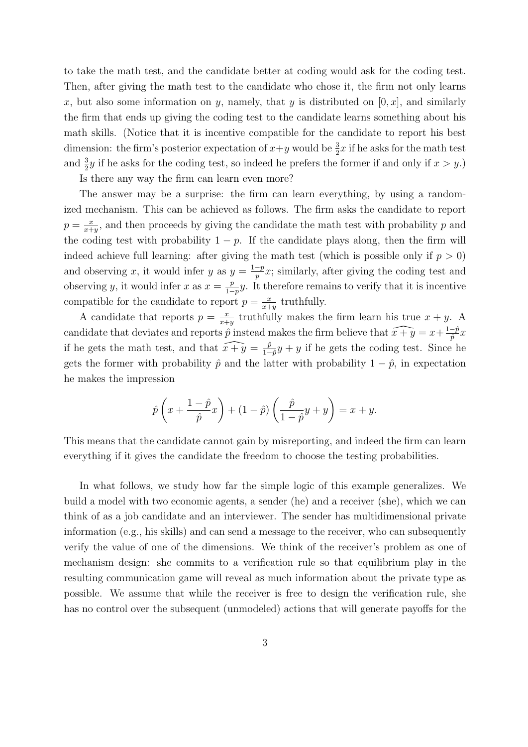to take the math test, and the candidate better at coding would ask for the coding test. Then, after giving the math test to the candidate who chose it, the firm not only learns $x$, but also some information on $y$, namely, that $y$ is distributed on $[0, x]$, and similarly the firm that ends up giving the coding test to the candidate learns something about his math skills. (Notice that it is incentive compatible for the candidate to report his best dimension: the firm's posterior expectation of $x+y$ would be $\frac{3}{2}x$ if he asks for the math test and $\frac{3}{2}y$ if he asks for the coding test, so indeed he prefers the former if and only if $x > y$.)

Is there any way the firm can learn even more?

The answer may be a surprise: the firm can learn everything, by using a randomized mechanism. This can be achieved as follows. The firm asks the candidate to report $p = \frac{x}{x+y}$, and then proceeds by giving the candidate the math test with probability $p$ and the coding test with probability $1 - p$. If the candidate plays along, then the firm will indeed achieve full learning: after giving the math test (which is possible only if $p > 0$) and observing $x$, it would infer $y$ as $y = \frac{1-p}{p}x$; similarly, after giving the coding test and observing $y$, it would infer $x$ as $x = \frac{p}{1-p}y$. It therefore remains to verify that it is incentive compatible for the candidate to report $p = \frac{x}{x+y}$ truthfully.

A candidate that reports $p = \frac{x}{x+y}$ truthfully makes the firm learn his true $x + y$. A candidate that deviates and reports $\hat{p}$ instead makes the firm believe that $\widehat{x+y} = x + \frac{1-\hat{p}}{\hat{p}}x$ if he gets the math test, and that $\widehat{x+y} = \frac{\hat{p}}{1-\hat{p}}y + y$ if he gets the coding test. Since he gets the former with probability $\hat{p}$ and the latter with probability $1 - \hat{p}$, in expectation he makes the impression

$$\hat{p}\left(x + \frac{1-\hat{p}}{\hat{p}}x\right) + (1-\hat{p})\left(\frac{\hat{p}}{1-\hat{p}}y + y\right) = x + y.$$

This means that the candidate cannot gain by misreporting, and indeed the firm can learn everything if it gives the candidate the freedom to choose the testing probabilities.

In what follows, we study how far the simple logic of this example generalizes. We build a model with two economic agents, a sender (he) and a receiver (she), which we can think of as a job candidate and an interviewer. The sender has multidimensional private information (e.g., his skills) and can send a message to the receiver, who can subsequently verify the value of one of the dimensions. We think of the receiver's problem as one of mechanism design: she commits to a verification rule so that equilibrium play in the resulting communication game will reveal as much information about the private type as possible. We assume that while the receiver is free to design the verification rule, she has no control over the subsequent (unmodeled) actions that will generate payoffs for the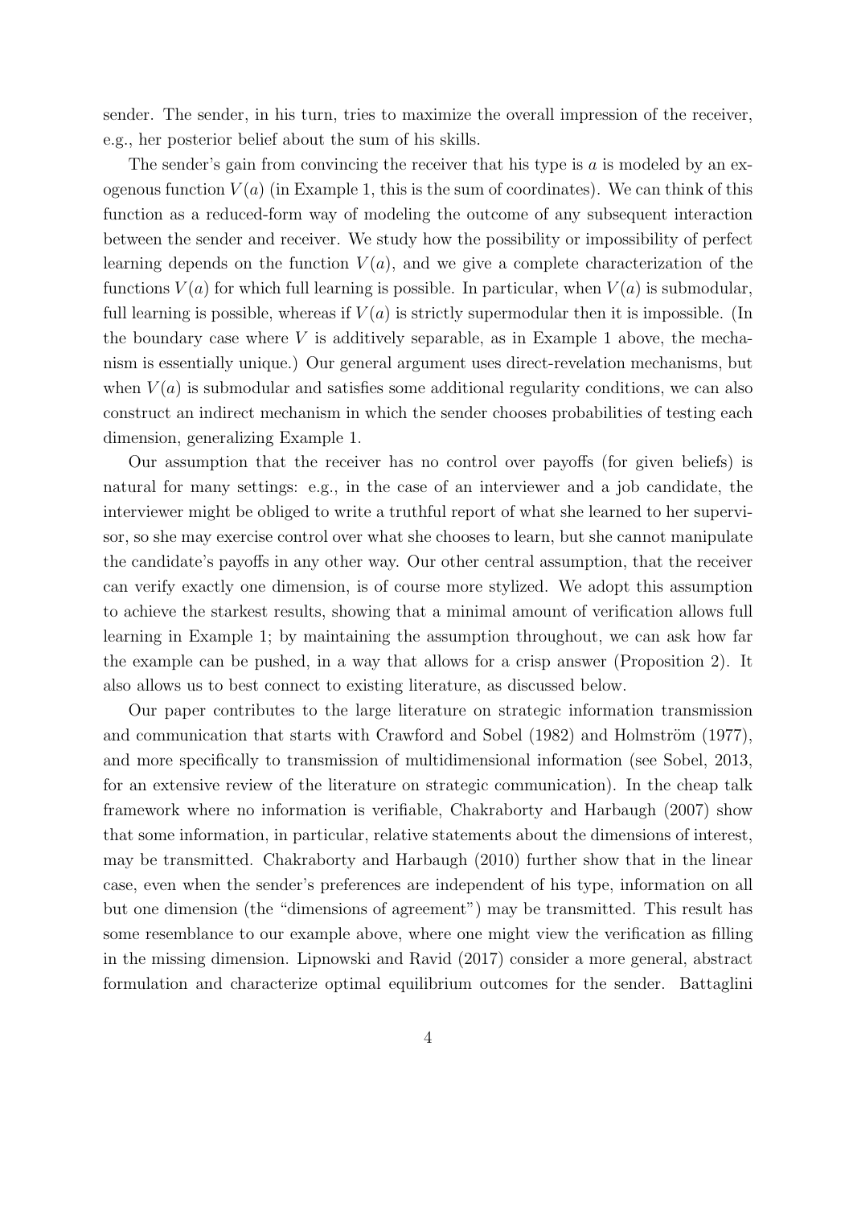sender. The sender, in his turn, tries to maximize the overall impression of the receiver, e.g., her posterior belief about the sum of his skills.

The sender's gain from convincing the receiver that his type is $a$ is modeled by an exogenous function $V(a)$ (in Example 1, this is the sum of coordinates). We can think of this function as a reduced-form way of modeling the outcome of any subsequent interaction between the sender and receiver. We study how the possibility or impossibility of perfect learning depends on the function $V(a)$, and we give a complete characterization of the functions $V(a)$ for which full learning is possible. In particular, when $V(a)$ is submodular, full learning is possible, whereas if $V(a)$ is strictly supermodular then it is impossible. (In the boundary case where $V$ is additively separable, as in Example 1 above, the mechanism is essentially unique.) Our general argument uses direct-revelation mechanisms, but when $V(a)$ is submodular and satisfies some additional regularity conditions, we can also construct an indirect mechanism in which the sender chooses probabilities of testing each dimension, generalizing Example 1.

Our assumption that the receiver has no control over payoffs (for given beliefs) is natural for many settings: e.g., in the case of an interviewer and a job candidate, the interviewer might be obliged to write a truthful report of what she learned to her supervisor, so she may exercise control over what she chooses to learn, but she cannot manipulate the candidate's payoffs in any other way. Our other central assumption, that the receiver can verify exactly one dimension, is of course more stylized. We adopt this assumption to achieve the starkest results, showing that a minimal amount of verification allows full learning in Example 1; by maintaining the assumption throughout, we can ask how far the example can be pushed, in a way that allows for a crisp answer (Proposition 2). It also allows us to best connect to existing literature, as discussed below.

Our paper contributes to the large literature on strategic information transmission and communication that starts with Crawford and Sobel (1982) and Holmström (1977), and more specifically to transmission of multidimensional information (see Sobel, 2013, for an extensive review of the literature on strategic communication). In the cheap talk framework where no information is verifiable, Chakraborty and Harbaugh (2007) show that some information, in particular, relative statements about the dimensions of interest, may be transmitted. Chakraborty and Harbaugh (2010) further show that in the linear case, even when the sender's preferences are independent of his type, information on all but one dimension (the "dimensions of agreement") may be transmitted. This result has some resemblance to our example above, where one might view the verification as filling in the missing dimension. Lipnowski and Ravid (2017) consider a more general, abstract formulation and characterize optimal equilibrium outcomes for the sender. Battaglini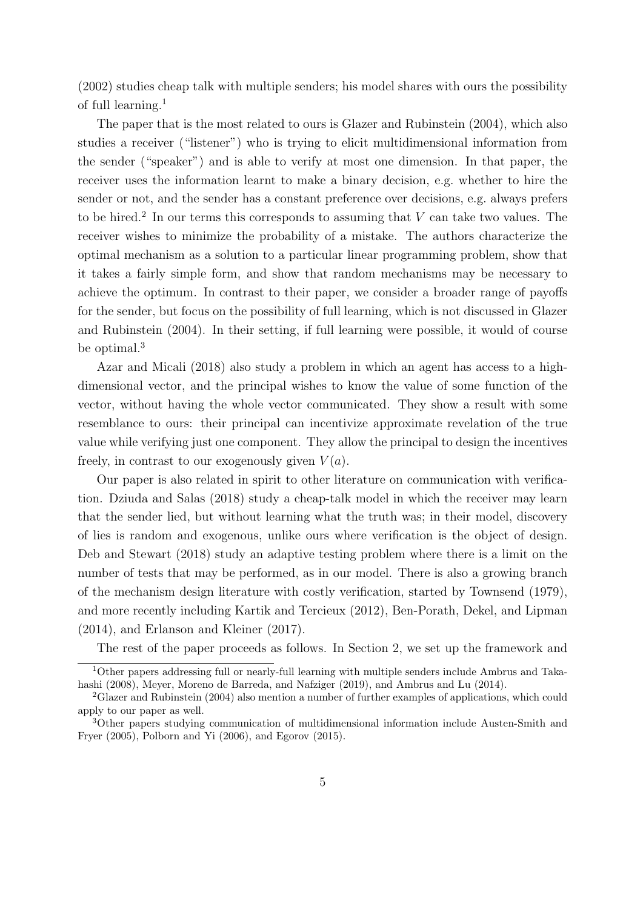(2002) studies cheap talk with multiple senders; his model shares with ours the possibility of full learning.[1]

The paper that is the most related to ours is Glazer and Rubinstein (2004), which also studies a receiver ("listener") who is trying to elicit multidimensional information from the sender ("speaker") and is able to verify at most one dimension. In that paper, the receiver uses the information learnt to make a binary decision, e.g. whether to hire the sender or not, and the sender has a constant preference over decisions, e.g. always prefers to be hired.[2] In our terms this corresponds to assuming that $V$ can take two values. The receiver wishes to minimize the probability of a mistake. The authors characterize the optimal mechanism as a solution to a particular linear programming problem, show that it takes a fairly simple form, and show that random mechanisms may be necessary to achieve the optimum. In contrast to their paper, we consider a broader range of payoffs for the sender, but focus on the possibility of full learning, which is not discussed in Glazer and Rubinstein (2004). In their setting, if full learning were possible, it would of course be optimal.[3]

Azar and Micali (2018) also study a problem in which an agent has access to a high-dimensional vector, and the principal wishes to know the value of some function of the vector, without having the whole vector communicated. They show a result with some resemblance to ours: their principal can incentivize approximate revelation of the true value while verifying just one component. They allow the principal to design the incentives freely, in contrast to our exogenously given $V(a)$.

Our paper is also related in spirit to other literature on communication with verification. Dziuda and Salas (2018) study a cheap-talk model in which the receiver may learn that the sender lied, but without learning what the truth was; in their model, discovery of lies is random and exogenous, unlike ours where verification is the object of design. Deb and Stewart (2018) study an adaptive testing problem where there is a limit on the number of tests that may be performed, as in our model. There is also a growing branch of the mechanism design literature with costly verification, started by Townsend (1979), and more recently including Kartik and Tercieux (2012), Ben-Porath, Dekel, and Lipman (2014), and Erlanson and Kleiner (2017).

The rest of the paper proceeds as follows. In Section 2, we set up the framework and

---

[1] Other papers addressing full or nearly-full learning with multiple senders include Ambrus and Takahashi (2008), Meyer, Moreno de Barreda, and Nafziger (2019), and Ambrus and Lu (2014).

[2] Glazer and Rubinstein (2004) also mention a number of further examples of applications, which could apply to our paper as well.

[3] Other papers studying communication of multidimensional information include Austen-Smith and Fryer (2005), Polborn and Yi (2006), and Egorov (2015).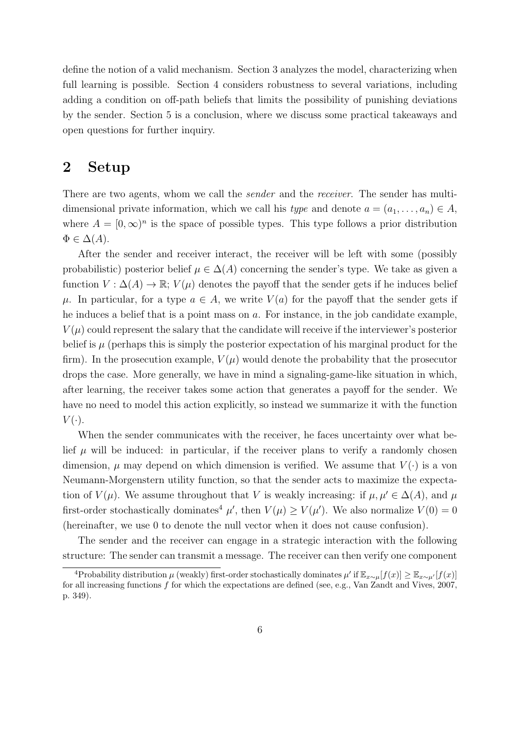define the notion of a valid mechanism. Section 3 analyzes the model, characterizing when full learning is possible. Section 4 considers robustness to several variations, including adding a condition on off-path beliefs that limits the possibility of punishing deviations by the sender. Section 5 is a conclusion, where we discuss some practical takeaways and open questions for further inquiry.

# 2 Setup

There are two agents, whom we call the *sender* and the *receiver*. The sender has multi-dimensional private information, which we call his *type* and denote $a = (a_1, \ldots, a_n) \in A$, where $A = [0, \infty)^n$ is the space of possible types. This type follows a prior distribution $\Phi \in \Delta(A)$.

After the sender and receiver interact, the receiver will be left with some (possibly probabilistic) posterior belief $\mu \in \Delta(A)$ concerning the sender's type. We take as given a function $V : \Delta(A) \to \mathbb{R}$; $V(\mu)$ denotes the payoff that the sender gets if he induces belief $\mu$. In particular, for a type $a \in A$, we write $V(a)$ for the payoff that the sender gets if he induces a belief that is a point mass on $a$. For instance, in the job candidate example, $V(\mu)$ could represent the salary that the candidate will receive if the interviewer's posterior belief is $\mu$ (perhaps this is simply the posterior expectation of his marginal product for the firm). In the prosecution example, $V(\mu)$ would denote the probability that the prosecutor drops the case. More generally, we have in mind a signaling-game-like situation in which, after learning, the receiver takes some action that generates a payoff for the sender. We have no need to model this action explicitly, so instead we summarize it with the function $V(\cdot)$.

When the sender communicates with the receiver, he faces uncertainty over what belief $\mu$ will be induced: in particular, if the receiver plans to verify a randomly chosen dimension, $\mu$ may depend on which dimension is verified. We assume that $V(\cdot)$ is a von Neumann-Morgenstern utility function, so that the sender acts to maximize the expectation of $V(\mu)$. We assume throughout that $V$ is weakly increasing: if $\mu, \mu' \in \Delta(A)$, and $\mu$ first-order stochastically dominates[4] $\mu'$, then $V(\mu) \geq V(\mu')$. We also normalize $V(0) = 0$ (hereinafter, we use 0 to denote the null vector when it does not cause confusion).

The sender and the receiver can engage in a strategic interaction with the following structure: The sender can transmit a message. The receiver can then verify one component

[4]Probability distribution $\mu$ (weakly) first-order stochastically dominates $\mu'$ if $\mathbb{E}_{x\sim\mu}[f(x)] \geq \mathbb{E}_{x\sim\mu'}[f(x)]$ for all increasing functions $f$ for which the expectations are defined (see, e.g., Van Zandt and Vives, 2007, p. 349).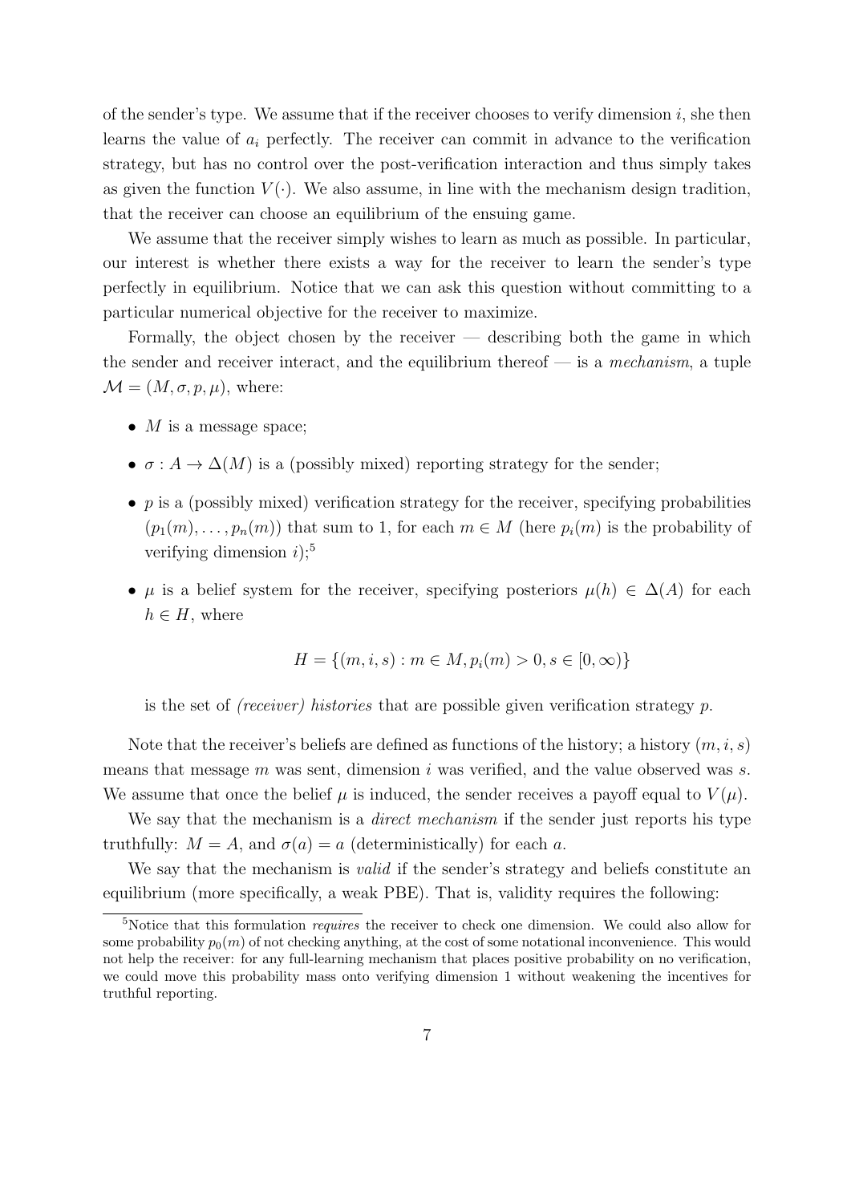of the sender's type. We assume that if the receiver chooses to verify dimension $i$, she then learns the value of $a_i$ perfectly. The receiver can commit in advance to the verification strategy, but has no control over the post-verification interaction and thus simply takes as given the function $V(\cdot)$. We also assume, in line with the mechanism design tradition, that the receiver can choose an equilibrium of the ensuing game.

We assume that the receiver simply wishes to learn as much as possible. In particular, our interest is whether there exists a way for the receiver to learn the sender's type perfectly in equilibrium. Notice that we can ask this question without committing to a particular numerical objective for the receiver to maximize.

Formally, the object chosen by the receiver — describing both the game in which the sender and receiver interact, and the equilibrium thereof — is a *mechanism*, a tuple $\mathcal{M} = (M, \sigma, p, \mu)$, where:

- $M$ is a message space;
- $\sigma : A \to \Delta(M)$ is a (possibly mixed) reporting strategy for the sender;
- $p$ is a (possibly mixed) verification strategy for the receiver, specifying probabilities $(p_1(m), \ldots, p_n(m))$ that sum to 1, for each $m \in M$ (here $p_i(m)$ is the probability of verifying dimension $i$);[5]
- $\mu$ is a belief system for the receiver, specifying posteriors $\mu(h) \in \Delta(A)$ for each $h \in H$, where

$$H = \{(m, i, s) : m \in M, p_i(m) > 0, s \in [0, \infty)\}$$

is the set of *(receiver) histories* that are possible given verification strategy $p$.

Note that the receiver's beliefs are defined as functions of the history; a history $(m, i, s)$ means that message $m$ was sent, dimension $i$ was verified, and the value observed was $s$. We assume that once the belief $\mu$ is induced, the sender receives a payoff equal to $V(\mu)$.

We say that the mechanism is a *direct mechanism* if the sender just reports his type truthfully: $M = A$, and $\sigma(a) = a$ (deterministically) for each $a$.

We say that the mechanism is *valid* if the sender's strategy and beliefs constitute an equilibrium (more specifically, a weak PBE). That is, validity requires the following:

[5]Notice that this formulation *requires* the receiver to check one dimension. We could also allow for some probability $p_0(m)$ of not checking anything, at the cost of some notational inconvenience. This would not help the receiver: for any full-learning mechanism that places positive probability on no verification, we could move this probability mass onto verifying dimension 1 without weakening the incentives for truthful reporting.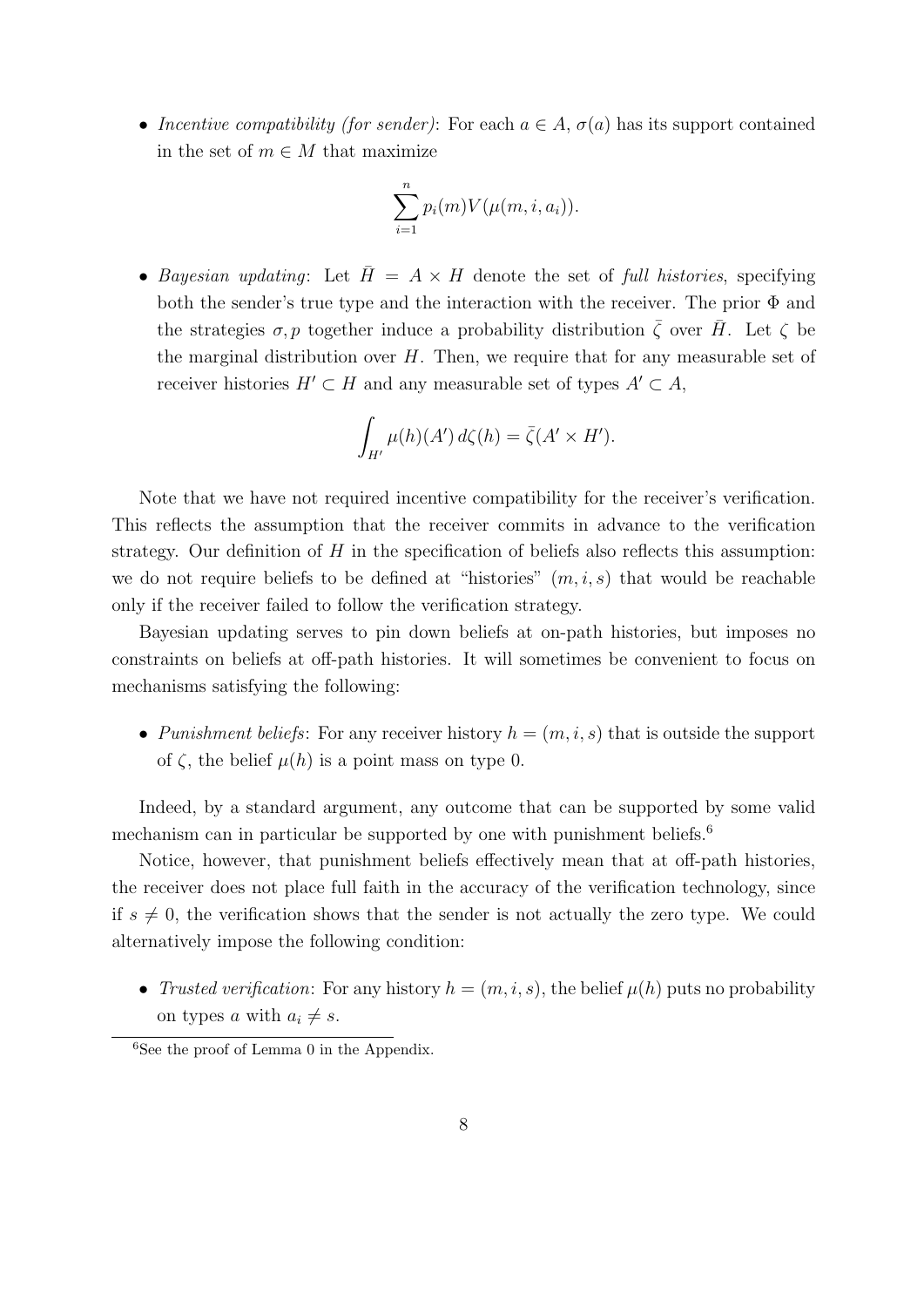- *Incentive compatibility (for sender)*: For each $a \in A$, $\sigma(a)$ has its support contained in the set of $m \in M$ that maximize

$$\sum_{i=1}^{n} p_i(m) V(\mu(m, i, a_i)).$$

- *Bayesian updating*: Let $\bar{H} = A \times H$ denote the set of *full histories*, specifying both the sender's true type and the interaction with the receiver. The prior $\Phi$ and the strategies $\sigma, p$ together induce a probability distribution $\bar{\zeta}$ over $\bar{H}$. Let $\zeta$ be the marginal distribution over $H$. Then, we require that for any measurable set of receiver histories $H' \subset H$ and any measurable set of types $A' \subset A$,

$$\int_{H'} \mu(h)(A') \, d\zeta(h) = \bar{\zeta}(A' \times H').$$

Note that we have not required incentive compatibility for the receiver's verification. This reflects the assumption that the receiver commits in advance to the verification strategy. Our definition of $H$ in the specification of beliefs also reflects this assumption: we do not require beliefs to be defined at "histories" $(m, i, s)$ that would be reachable only if the receiver failed to follow the verification strategy.

Bayesian updating serves to pin down beliefs at on-path histories, but imposes no constraints on beliefs at off-path histories. It will sometimes be convenient to focus on mechanisms satisfying the following:

- *Punishment beliefs*: For any receiver history $h = (m, i, s)$ that is outside the support of $\zeta$, the belief $\mu(h)$ is a point mass on type 0.

Indeed, by a standard argument, any outcome that can be supported by some valid mechanism can in particular be supported by one with punishment beliefs.[6]

Notice, however, that punishment beliefs effectively mean that at off-path histories, the receiver does not place full faith in the accuracy of the verification technology, since if $s \neq 0$, the verification shows that the sender is not actually the zero type. We could alternatively impose the following condition:

- *Trusted verification*: For any history $h = (m, i, s)$, the belief $\mu(h)$ puts no probability on types $a$ with $a_i \neq s$.

[6] See the proof of Lemma 0 in the Appendix.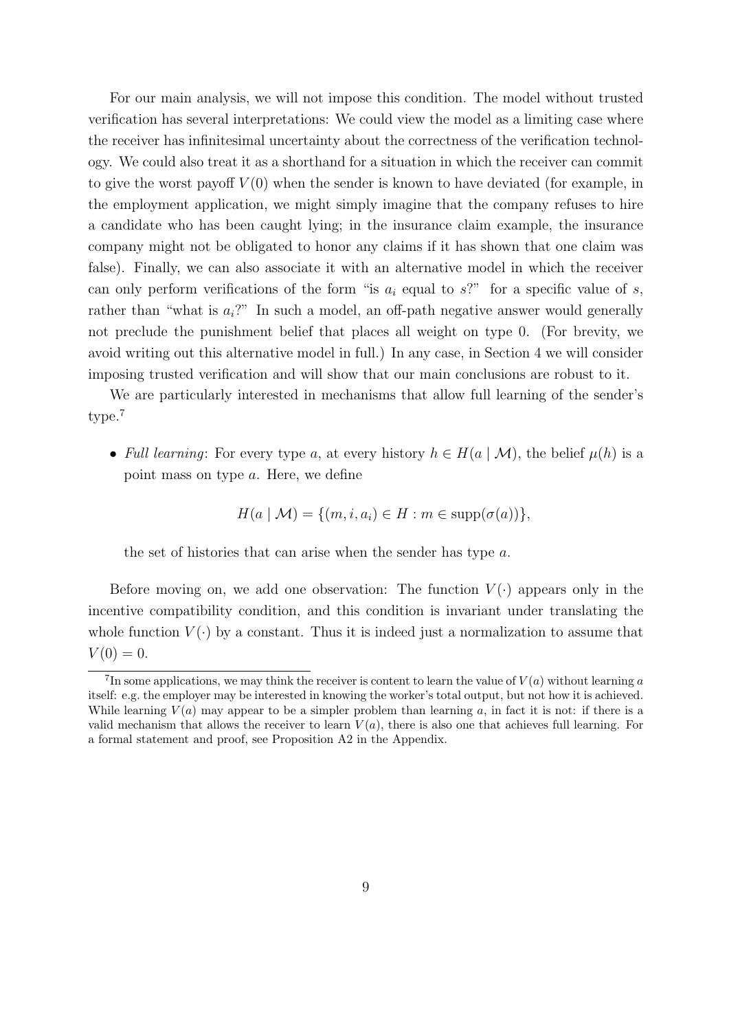For our main analysis, we will not impose this condition. The model without trusted verification has several interpretations: We could view the model as a limiting case where the receiver has infinitesimal uncertainty about the correctness of the verification technology. We could also treat it as a shorthand for a situation in which the receiver can commit to give the worst payoff $V(0)$ when the sender is known to have deviated (for example, in the employment application, we might simply imagine that the company refuses to hire a candidate who has been caught lying; in the insurance claim example, the insurance company might not be obligated to honor any claims if it has shown that one claim was false). Finally, we can also associate it with an alternative model in which the receiver can only perform verifications of the form "is $a_i$ equal to $s$?" for a specific value of $s$, rather than "what is $a_i$?" In such a model, an off-path negative answer would generally not preclude the punishment belief that places all weight on type 0. (For brevity, we avoid writing out this alternative model in full.) In any case, in Section 4 we will consider imposing trusted verification and will show that our main conclusions are robust to it.

We are particularly interested in mechanisms that allow full learning of the sender's type.[7]

- *Full learning*: For every type $a$, at every history $h \in H(a \mid \mathcal{M})$, the belief $\mu(h)$ is a point mass on type $a$. Here, we define

$$H(a \mid \mathcal{M}) = \{(m, i, a_i) \in H : m \in \text{supp}(\sigma(a))\},$$

  the set of histories that can arise when the sender has type $a$.

Before moving on, we add one observation: The function $V(\cdot)$ appears only in the incentive compatibility condition, and this condition is invariant under translating the whole function $V(\cdot)$ by a constant. Thus it is indeed just a normalization to assume that $V(0) = 0$.

[7] In some applications, we may think the receiver is content to learn the value of $V(a)$ without learning $a$ itself: e.g. the employer may be interested in knowing the worker's total output, but not how it is achieved. While learning $V(a)$ may appear to be a simpler problem than learning $a$, in fact it is not: if there is a valid mechanism that allows the receiver to learn $V(a)$, there is also one that achieves full learning. For a formal statement and proof, see Proposition A2 in the Appendix.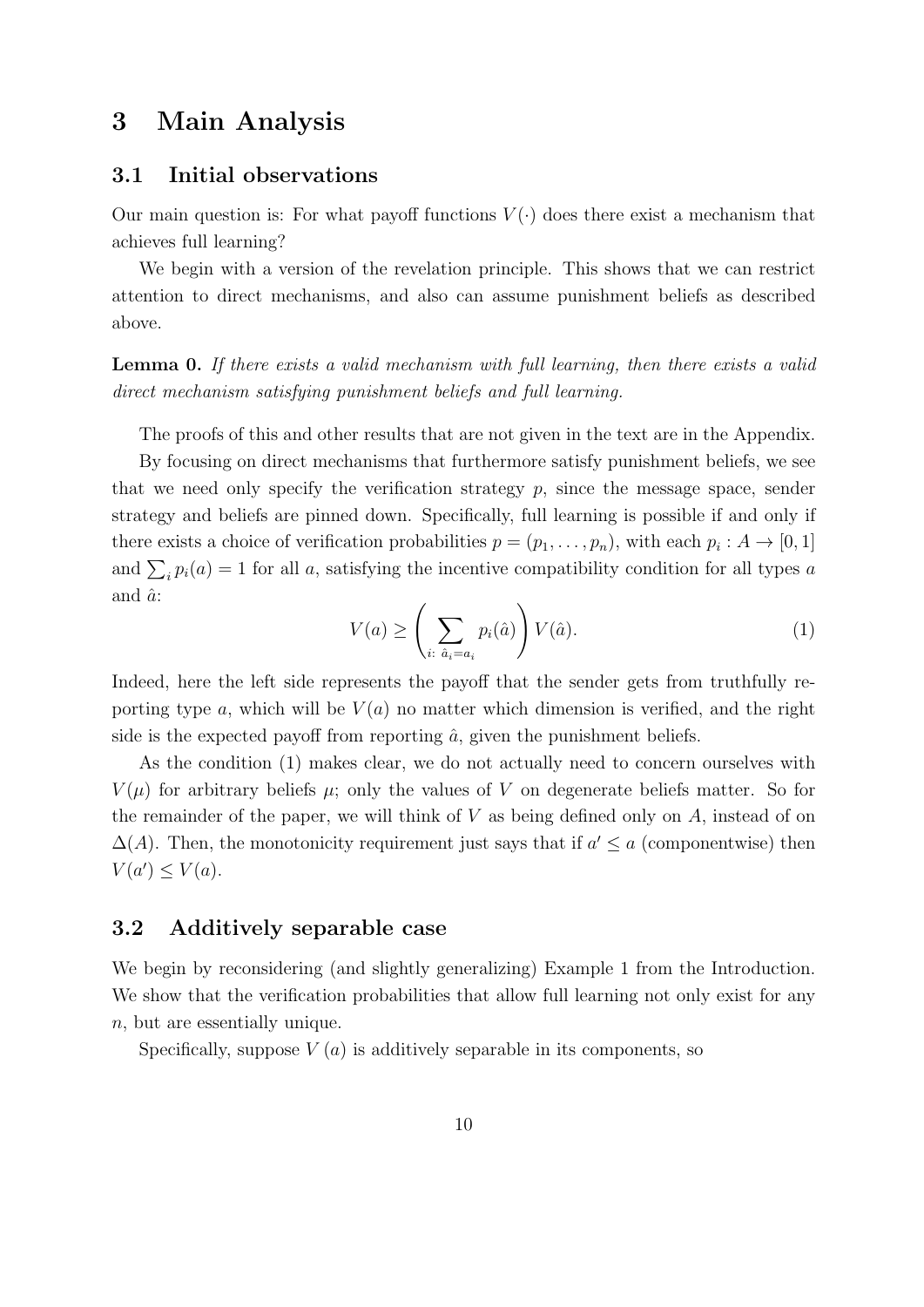# 3 Main Analysis

## 3.1 Initial observations

Our main question is: For what payoff functions $V(\cdot)$ does there exist a mechanism that achieves full learning?

We begin with a version of the revelation principle. This shows that we can restrict attention to direct mechanisms, and also can assume punishment beliefs as described above.

**Lemma 0.** *If there exists a valid mechanism with full learning, then there exists a valid direct mechanism satisfying punishment beliefs and full learning.*

The proofs of this and other results that are not given in the text are in the Appendix.

By focusing on direct mechanisms that furthermore satisfy punishment beliefs, we see that we need only specify the verification strategy $p$, since the message space, sender strategy and beliefs are pinned down. Specifically, full learning is possible if and only if there exists a choice of verification probabilities $p = (p_1, \ldots, p_n)$, with each $p_i : A \to [0, 1]$ and $\sum_i p_i(a) = 1$ for all $a$, satisfying the incentive compatibility condition for all types $a$ and $\hat{a}$:

$$V(a) \geq \left( \sum_{i:\ \hat{a}_i = a_i} p_i(\hat{a}) \right) V(\hat{a}). \tag{1}$$

Indeed, here the left side represents the payoff that the sender gets from truthfully reporting type $a$, which will be $V(a)$ no matter which dimension is verified, and the right side is the expected payoff from reporting $\hat{a}$, given the punishment beliefs.

As the condition (1) makes clear, we do not actually need to concern ourselves with $V(\mu)$ for arbitrary beliefs $\mu$; only the values of $V$ on degenerate beliefs matter. So for the remainder of the paper, we will think of $V$ as being defined only on $A$, instead of on $\Delta(A)$. Then, the monotonicity requirement just says that if $a' \leq a$ (componentwise) then $V(a') \leq V(a)$.

## 3.2 Additively separable case

We begin by reconsidering (and slightly generalizing) Example 1 from the Introduction. We show that the verification probabilities that allow full learning not only exist for any $n$, but are essentially unique.

Specifically, suppose $V(a)$ is additively separable in its components, so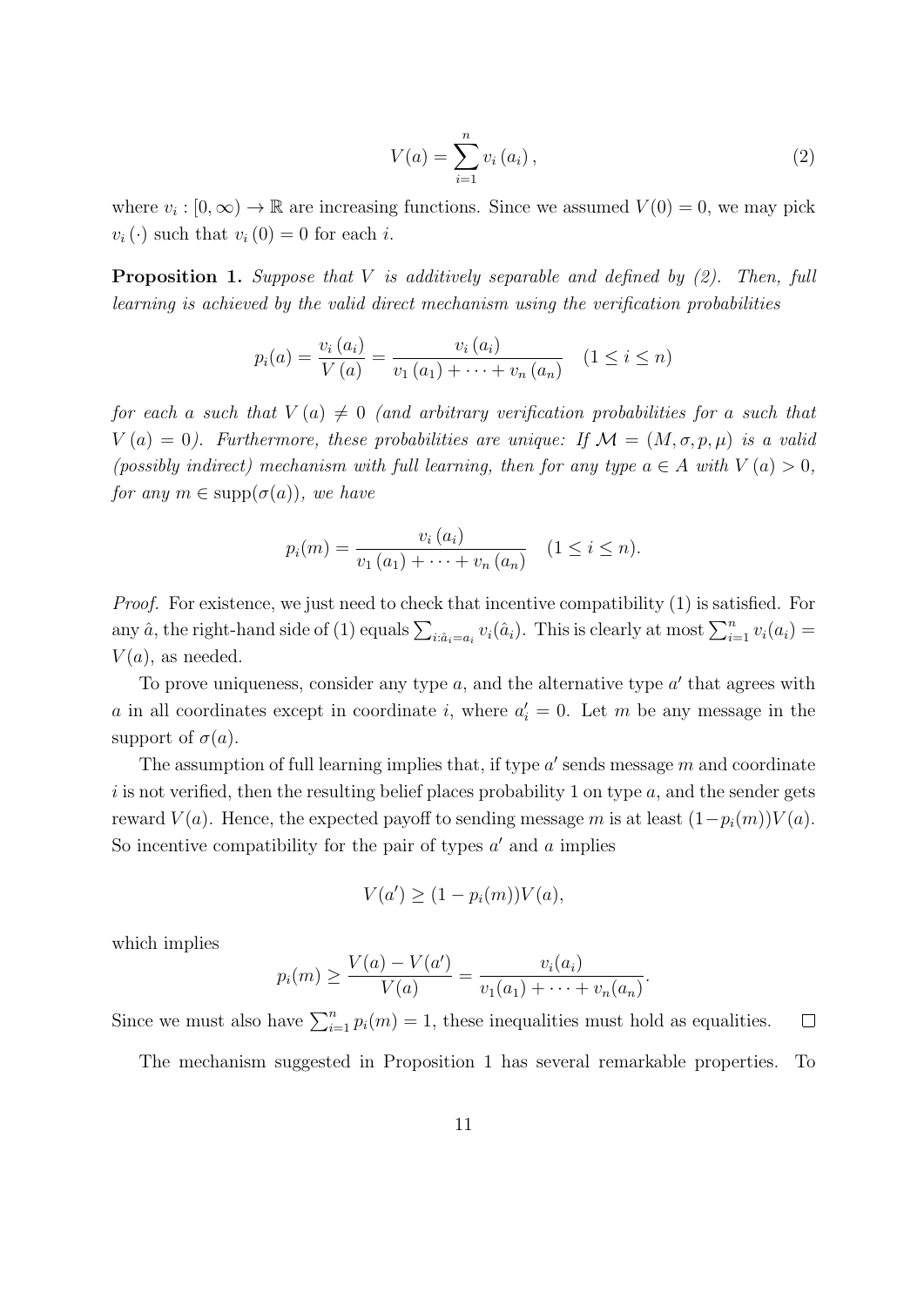$$V(a) = \sum_{i=1}^{n} v_i(a_i), \tag{2}$$

where $v_i : [0, \infty) \to \mathbb{R}$ are increasing functions. Since we assumed $V(0) = 0$, we may pick $v_i(\cdot)$ such that $v_i(0) = 0$ for each $i$.

**Proposition 1.** *Suppose that $V$ is additively separable and defined by (2). Then, full learning is achieved by the valid direct mechanism using the verification probabilities*

$$p_i(a) = \frac{v_i(a_i)}{V(a)} = \frac{v_i(a_i)}{v_1(a_1) + \cdots + v_n(a_n)} \quad (1 \le i \le n)$$

*for each $a$ such that $V(a) \neq 0$ (and arbitrary verification probabilities for $a$ such that $V(a) = 0$). Furthermore, these probabilities are unique: If $\mathcal{M} = (M, \sigma, p, \mu)$ is a valid (possibly indirect) mechanism with full learning, then for any type $a \in A$ with $V(a) > 0$, for any $m \in \operatorname{supp}(\sigma(a))$, we have*

$$p_i(m) = \frac{v_i(a_i)}{v_1(a_1) + \cdots + v_n(a_n)} \quad (1 \le i \le n).$$

*Proof.* For existence, we just need to check that incentive compatibility (1) is satisfied. For any $\hat{a}$, the right-hand side of (1) equals $\sum_{i:\hat{a}_i = a_i} v_i(\hat{a}_i)$. This is clearly at most $\sum_{i=1}^{n} v_i(a_i) = V(a)$, as needed.

To prove uniqueness, consider any type $a$, and the alternative type $a'$ that agrees with $a$ in all coordinates except in coordinate $i$, where $a'_i = 0$. Let $m$ be any message in the support of $\sigma(a)$.

The assumption of full learning implies that, if type $a'$ sends message $m$ and coordinate $i$ is not verified, then the resulting belief places probability 1 on type $a$, and the sender gets reward $V(a)$. Hence, the expected payoff to sending message $m$ is at least $(1 - p_i(m))V(a)$. So incentive compatibility for the pair of types $a'$ and $a$ implies

$$V(a') \ge (1 - p_i(m))V(a),$$

which implies

$$p_i(m) \ge \frac{V(a) - V(a')}{V(a)} = \frac{v_i(a_i)}{v_1(a_1) + \cdots + v_n(a_n)}.$$

Since we must also have $\sum_{i=1}^{n} p_i(m) = 1$, these inequalities must hold as equalities. $\square$

The mechanism suggested in Proposition 1 has several remarkable properties. To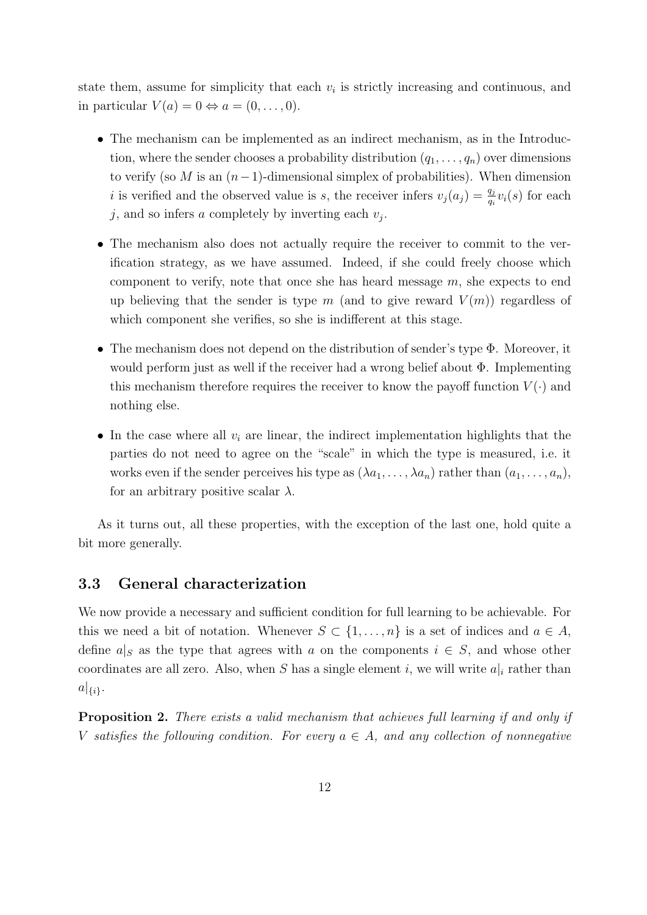state them, assume for simplicity that each $v_i$ is strictly increasing and continuous, and in particular $V(a) = 0 \Leftrightarrow a = (0, \ldots, 0)$.

- The mechanism can be implemented as an indirect mechanism, as in the Introduction, where the sender chooses a probability distribution $(q_1, \ldots, q_n)$ over dimensions to verify (so $M$ is an $(n-1)$-dimensional simplex of probabilities). When dimension $i$ is verified and the observed value is $s$, the receiver infers $v_j(a_j) = \frac{q_j}{q_i} v_i(s)$ for each $j$, and so infers $a$ completely by inverting each $v_j$.

- The mechanism also does not actually require the receiver to commit to the verification strategy, as we have assumed. Indeed, if she could freely choose which component to verify, note that once she has heard message $m$, she expects to end up believing that the sender is type $m$ (and to give reward $V(m)$) regardless of which component she verifies, so she is indifferent at this stage.

- The mechanism does not depend on the distribution of sender's type $\Phi$. Moreover, it would perform just as well if the receiver had a wrong belief about $\Phi$. Implementing this mechanism therefore requires the receiver to know the payoff function $V(\cdot)$ and nothing else.

- In the case where all $v_i$ are linear, the indirect implementation highlights that the parties do not need to agree on the "scale" in which the type is measured, i.e. it works even if the sender perceives his type as $(\lambda a_1, \ldots, \lambda a_n)$ rather than $(a_1, \ldots, a_n)$, for an arbitrary positive scalar $\lambda$.

As it turns out, all these properties, with the exception of the last one, hold quite a bit more generally.

### 3.3 General characterization

We now provide a necessary and sufficient condition for full learning to be achievable. For this we need a bit of notation. Whenever $S \subset \{1, \ldots, n\}$ is a set of indices and $a \in A$, define $a|_S$ as the type that agrees with $a$ on the components $i \in S$, and whose other coordinates are all zero. Also, when $S$ has a single element $i$, we will write $a|_i$ rather than $a|_{\{i\}}$.

**Proposition 2.** *There exists a valid mechanism that achieves full learning if and only if $V$ satisfies the following condition. For every $a \in A$, and any collection of nonnegative*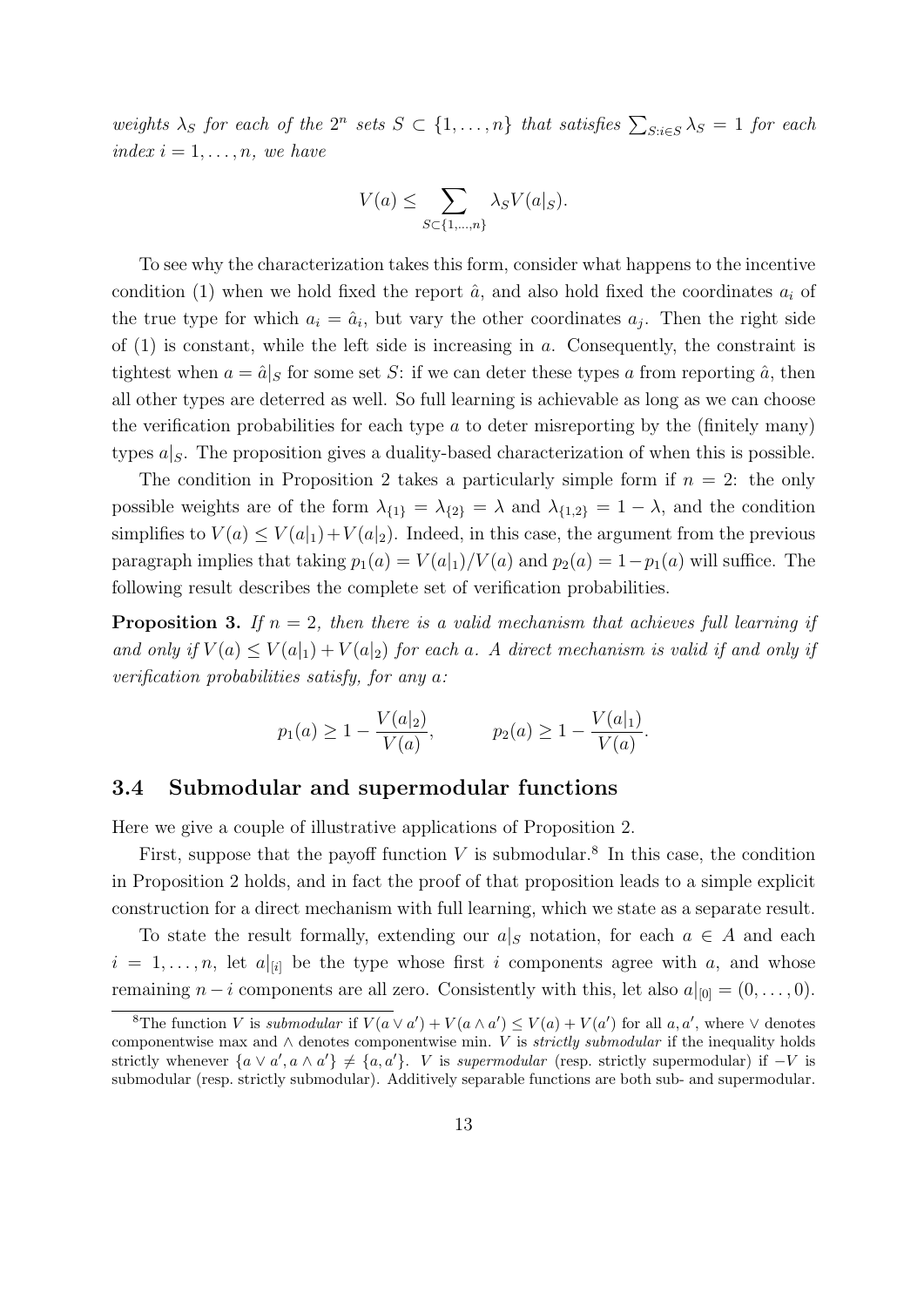*weights $\lambda_S$ for each of the $2^n$ sets $S \subset \{1, \ldots, n\}$ that satisfies $\sum_{S: i \in S} \lambda_S = 1$ for each index $i = 1, \ldots, n$, we have*

$$V(a) \leq \sum_{S \subset \{1,\ldots,n\}} \lambda_S V(a|_S).$$

To see why the characterization takes this form, consider what happens to the incentive condition (1) when we hold fixed the report $\hat{a}$, and also hold fixed the coordinates $a_i$ of the true type for which $a_i = \hat{a}_i$, but vary the other coordinates $a_j$. Then the right side of (1) is constant, while the left side is increasing in $a$. Consequently, the constraint is tightest when $a = \hat{a}|_S$ for some set $S$: if we can deter these types $a$ from reporting $\hat{a}$, then all other types are deterred as well. So full learning is achievable as long as we can choose the verification probabilities for each type $a$ to deter misreporting by the (finitely many) types $a|_S$. The proposition gives a duality-based characterization of when this is possible.

The condition in Proposition 2 takes a particularly simple form if $n = 2$: the only possible weights are of the form $\lambda_{\{1\}} = \lambda_{\{2\}} = \lambda$ and $\lambda_{\{1,2\}} = 1 - \lambda$, and the condition simplifies to $V(a) \leq V(a|_1) + V(a|_2)$. Indeed, in this case, the argument from the previous paragraph implies that taking $p_1(a) = V(a|_1)/V(a)$ and $p_2(a) = 1 - p_1(a)$ will suffice. The following result describes the complete set of verification probabilities.

**Proposition 3.** *If $n = 2$, then there is a valid mechanism that achieves full learning if and only if $V(a) \leq V(a|_1) + V(a|_2)$ for each $a$. A direct mechanism is valid if and only if verification probabilities satisfy, for any $a$:*

$$p_1(a) \geq 1 - \frac{V(a|_2)}{V(a)}, \qquad p_2(a) \geq 1 - \frac{V(a|_1)}{V(a)}.$$

## 3.4 Submodular and supermodular functions

Here we give a couple of illustrative applications of Proposition 2.

First, suppose that the payoff function $V$ is submodular.[8] In this case, the condition in Proposition 2 holds, and in fact the proof of that proposition leads to a simple explicit construction for a direct mechanism with full learning, which we state as a separate result.

To state the result formally, extending our $a|_S$ notation, for each $a \in A$ and each $i = 1, \ldots, n$, let $a|_{[i]}$ be the type whose first $i$ components agree with $a$, and whose remaining $n - i$ components are all zero. Consistently with this, let also $a|_{[0]} = (0, \ldots, 0)$.

[8]The function $V$ is *submodular* if $V(a \vee a') + V(a \wedge a') \leq V(a) + V(a')$ for all $a, a'$, where $\vee$ denotes componentwise max and $\wedge$ denotes componentwise min. $V$ is *strictly submodular* if the inequality holds strictly whenever $\{a \vee a', a \wedge a'\} \neq \{a, a'\}$. $V$ is *supermodular* (resp. strictly supermodular) if $-V$ is submodular (resp. strictly submodular). Additively separable functions are both sub- and supermodular.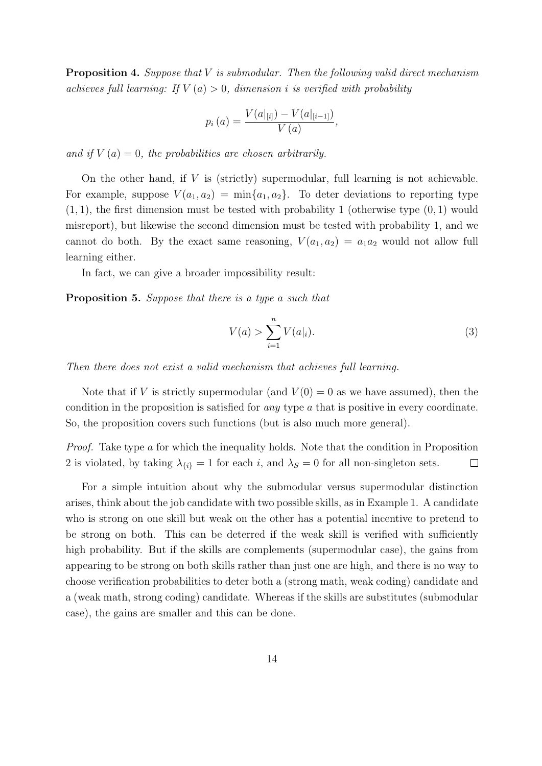**Proposition 4.** *Suppose that $V$ is submodular. Then the following valid direct mechanism achieves full learning: If $V(a) > 0$, dimension $i$ is verified with probability*

$$p_i(a) = \frac{V(a|_{[i]}) - V(a|_{[i-1]})}{V(a)},$$

*and if $V(a) = 0$, the probabilities are chosen arbitrarily.*

On the other hand, if $V$ is (strictly) supermodular, full learning is not achievable. For example, suppose $V(a_1, a_2) = \min\{a_1, a_2\}$. To deter deviations to reporting type $(1, 1)$, the first dimension must be tested with probability 1 (otherwise type $(0, 1)$ would misreport), but likewise the second dimension must be tested with probability 1, and we cannot do both. By the exact same reasoning, $V(a_1, a_2) = a_1 a_2$ would not allow full learning either.

In fact, we can give a broader impossibility result:

**Proposition 5.** *Suppose that there is a type $a$ such that*

$$V(a) > \sum_{i=1}^{n} V(a|_i). \tag{3}$$

*Then there does not exist a valid mechanism that achieves full learning.*

Note that if $V$ is strictly supermodular (and $V(0) = 0$ as we have assumed), then the condition in the proposition is satisfied for *any* type $a$ that is positive in every coordinate. So, the proposition covers such functions (but is also much more general).

*Proof.* Take type $a$ for which the inequality holds. Note that the condition in Proposition 2 is violated, by taking $\lambda_{\{i\}} = 1$ for each $i$, and $\lambda_S = 0$ for all non-singleton sets. $\square$

For a simple intuition about why the submodular versus supermodular distinction arises, think about the job candidate with two possible skills, as in Example 1. A candidate who is strong on one skill but weak on the other has a potential incentive to pretend to be strong on both. This can be deterred if the weak skill is verified with sufficiently high probability. But if the skills are complements (supermodular case), the gains from appearing to be strong on both skills rather than just one are high, and there is no way to choose verification probabilities to deter both a (strong math, weak coding) candidate and a (weak math, strong coding) candidate. Whereas if the skills are substitutes (submodular case), the gains are smaller and this can be done.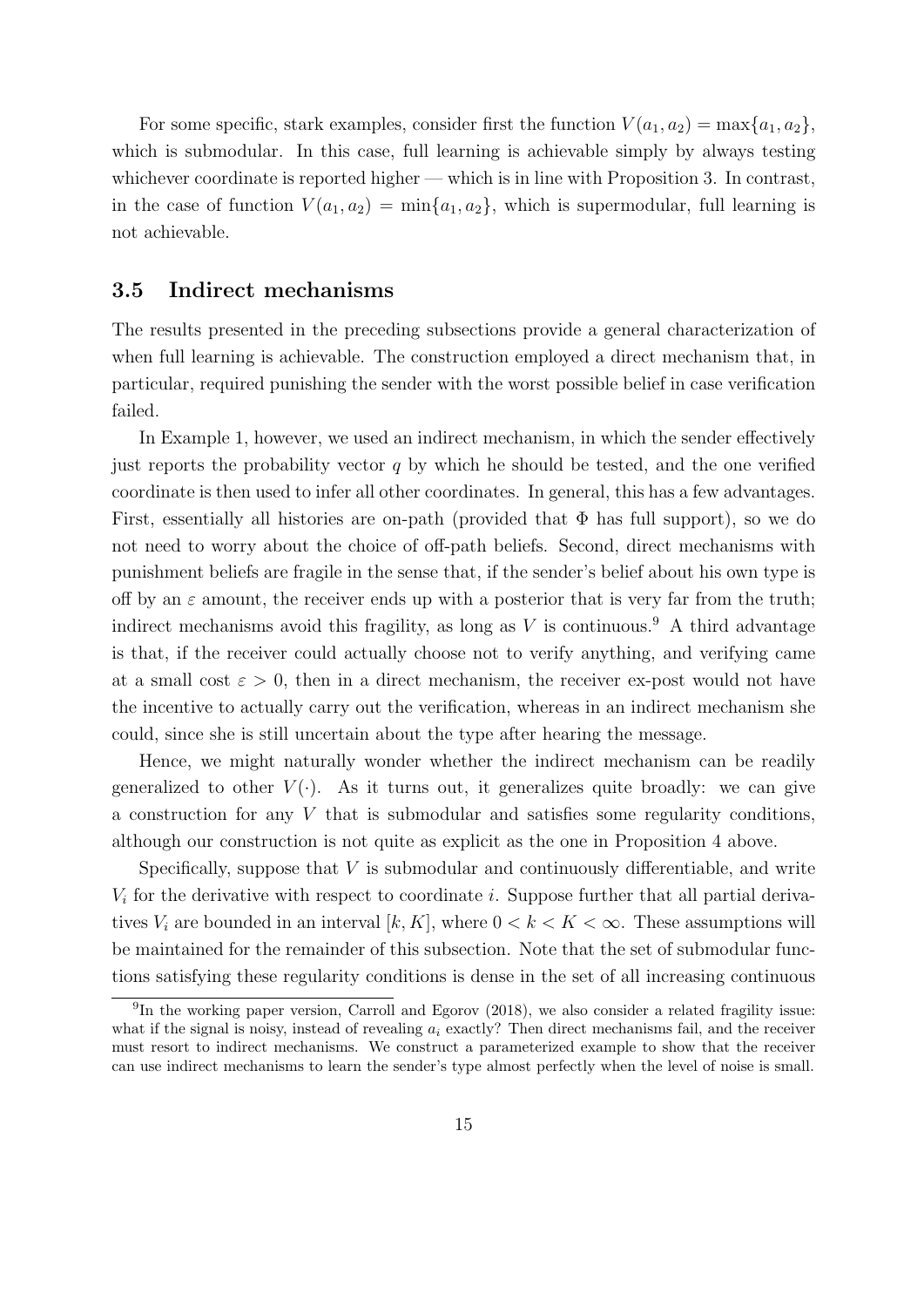For some specific, stark examples, consider first the function $V(a_1, a_2) = \max\{a_1, a_2\}$, which is submodular. In this case, full learning is achievable simply by always testing whichever coordinate is reported higher — which is in line with Proposition 3. In contrast, in the case of function $V(a_1, a_2) = \min\{a_1, a_2\}$, which is supermodular, full learning is not achievable.

### 3.5 Indirect mechanisms

The results presented in the preceding subsections provide a general characterization of when full learning is achievable. The construction employed a direct mechanism that, in particular, required punishing the sender with the worst possible belief in case verification failed.

In Example 1, however, we used an indirect mechanism, in which the sender effectively just reports the probability vector $q$ by which he should be tested, and the one verified coordinate is then used to infer all other coordinates. In general, this has a few advantages. First, essentially all histories are on-path (provided that $\Phi$ has full support), so we do not need to worry about the choice of off-path beliefs. Second, direct mechanisms with punishment beliefs are fragile in the sense that, if the sender's belief about his own type is off by an $\varepsilon$ amount, the receiver ends up with a posterior that is very far from the truth; indirect mechanisms avoid this fragility, as long as $V$ is continuous.[9] A third advantage is that, if the receiver could actually choose not to verify anything, and verifying came at a small cost $\varepsilon > 0$, then in a direct mechanism, the receiver ex-post would not have the incentive to actually carry out the verification, whereas in an indirect mechanism she could, since she is still uncertain about the type after hearing the message.

Hence, we might naturally wonder whether the indirect mechanism can be readily generalized to other $V(\cdot)$. As it turns out, it generalizes quite broadly: we can give a construction for any $V$ that is submodular and satisfies some regularity conditions, although our construction is not quite as explicit as the one in Proposition 4 above.

Specifically, suppose that $V$ is submodular and continuously differentiable, and write $V_i$ for the derivative with respect to coordinate $i$. Suppose further that all partial derivatives $V_i$ are bounded in an interval $[k, K]$, where $0 < k < K < \infty$. These assumptions will be maintained for the remainder of this subsection. Note that the set of submodular functions satisfying these regularity conditions is dense in the set of all increasing continuous

[9] In the working paper version, Carroll and Egorov (2018), we also consider a related fragility issue: what if the signal is noisy, instead of revealing $a_i$ exactly? Then direct mechanisms fail, and the receiver must resort to indirect mechanisms. We construct a parameterized example to show that the receiver can use indirect mechanisms to learn the sender's type almost perfectly when the level of noise is small.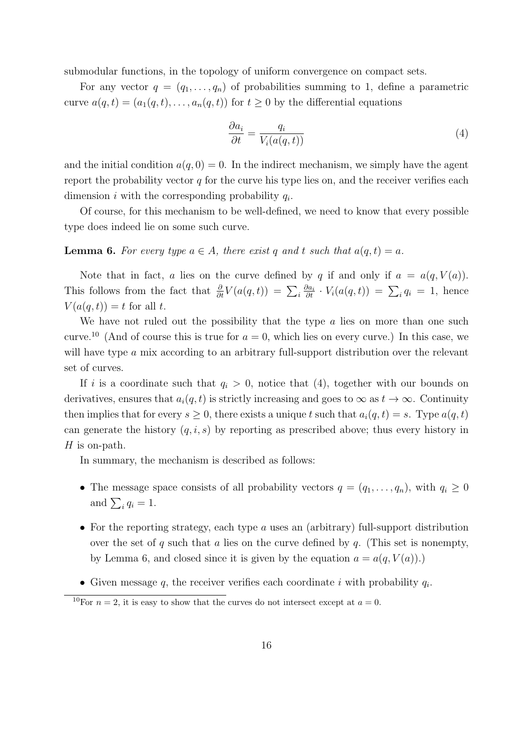submodular functions, in the topology of uniform convergence on compact sets.

For any vector $q = (q_1, \ldots, q_n)$ of probabilities summing to 1, define a parametric curve $a(q,t) = (a_1(q,t), \ldots, a_n(q,t))$ for $t \geq 0$ by the differential equations

$$\frac{\partial a_i}{\partial t} = \frac{q_i}{V_i(a(q,t))} \tag{4}$$

and the initial condition $a(q,0) = 0$. In the indirect mechanism, we simply have the agent report the probability vector $q$ for the curve his type lies on, and the receiver verifies each dimension $i$ with the corresponding probability $q_i$.

Of course, for this mechanism to be well-defined, we need to know that every possible type does indeed lie on some such curve.

**Lemma 6.** *For every type $a \in A$, there exist $q$ and $t$ such that $a(q,t) = a$.*

Note that in fact, $a$ lies on the curve defined by $q$ if and only if $a = a(q, V(a))$. This follows from the fact that $\frac{\partial}{\partial t} V(a(q,t)) = \sum_i \frac{\partial a_i}{\partial t} \cdot V_i(a(q,t)) = \sum_i q_i = 1$, hence $V(a(q,t)) = t$ for all $t$.

We have not ruled out the possibility that the type $a$ lies on more than one such curve.[10] (And of course this is true for $a = 0$, which lies on every curve.) In this case, we will have type $a$ mix according to an arbitrary full-support distribution over the relevant set of curves.

If $i$ is a coordinate such that $q_i > 0$, notice that (4), together with our bounds on derivatives, ensures that $a_i(q,t)$ is strictly increasing and goes to $\infty$ as $t \to \infty$. Continuity then implies that for every $s \geq 0$, there exists a unique $t$ such that $a_i(q,t) = s$. Type $a(q,t)$ can generate the history $(q, i, s)$ by reporting as prescribed above; thus every history in $H$ is on-path.

In summary, the mechanism is described as follows:

- The message space consists of all probability vectors $q = (q_1, \ldots, q_n)$, with $q_i \geq 0$ and $\sum_i q_i = 1$.
- For the reporting strategy, each type $a$ uses an (arbitrary) full-support distribution over the set of $q$ such that $a$ lies on the curve defined by $q$. (This set is nonempty, by Lemma 6, and closed since it is given by the equation $a = a(q, V(a))$.)
- Given message $q$, the receiver verifies each coordinate $i$ with probability $q_i$.

[10] For $n = 2$, it is easy to show that the curves do not intersect except at $a = 0$.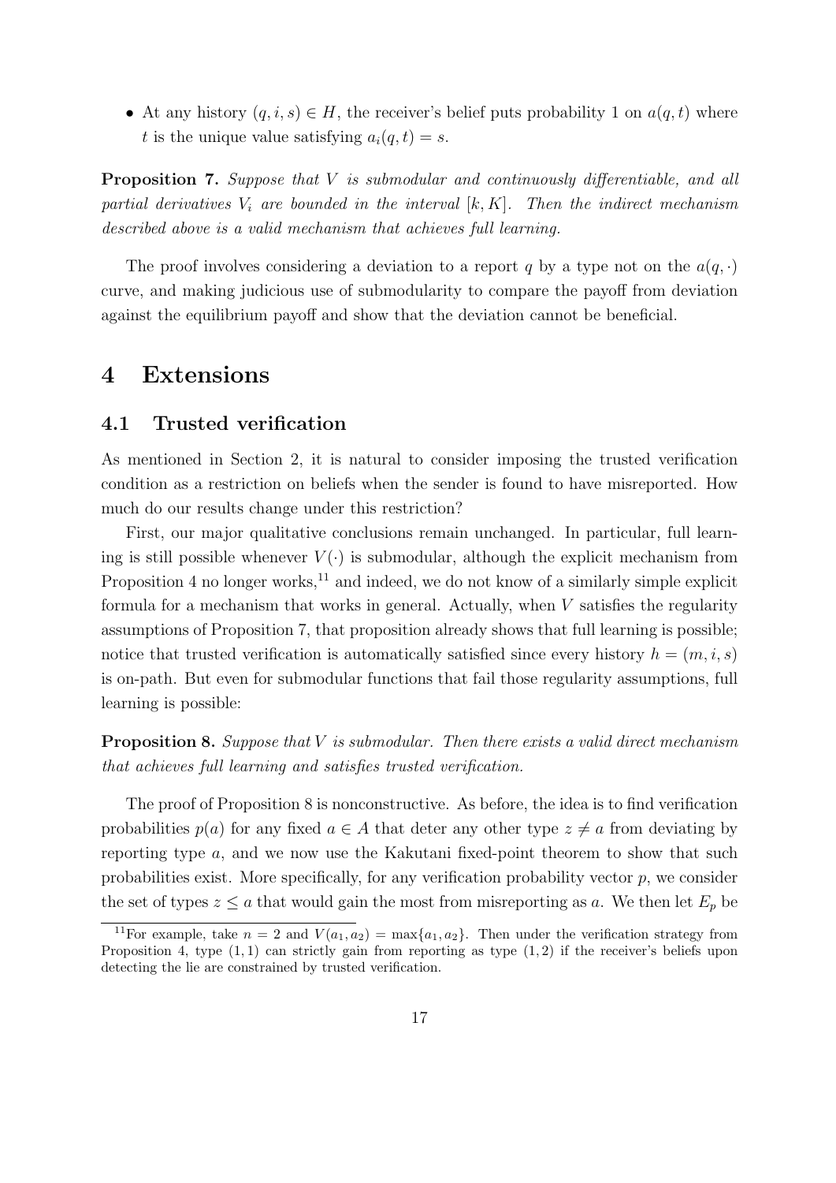- At any history $(q, i, s) \in H$, the receiver's belief puts probability 1 on $a(q, t)$ where $t$ is the unique value satisfying $a_i(q, t) = s$.

**Proposition 7.** *Suppose that $V$ is submodular and continuously differentiable, and all partial derivatives $V_i$ are bounded in the interval $[k, K]$. Then the indirect mechanism described above is a valid mechanism that achieves full learning.*

The proof involves considering a deviation to a report $q$ by a type not on the $a(q, \cdot)$ curve, and making judicious use of submodularity to compare the payoff from deviation against the equilibrium payoff and show that the deviation cannot be beneficial.

# 4 Extensions

## 4.1 Trusted verification

As mentioned in Section 2, it is natural to consider imposing the trusted verification condition as a restriction on beliefs when the sender is found to have misreported. How much do our results change under this restriction?

First, our major qualitative conclusions remain unchanged. In particular, full learning is still possible whenever $V(\cdot)$ is submodular, although the explicit mechanism from Proposition 4 no longer works,[11] and indeed, we do not know of a similarly simple explicit formula for a mechanism that works in general. Actually, when $V$ satisfies the regularity assumptions of Proposition 7, that proposition already shows that full learning is possible; notice that trusted verification is automatically satisfied since every history $h = (m, i, s)$ is on-path. But even for submodular functions that fail those regularity assumptions, full learning is possible:

**Proposition 8.** *Suppose that $V$ is submodular. Then there exists a valid direct mechanism that achieves full learning and satisfies trusted verification.*

The proof of Proposition 8 is nonconstructive. As before, the idea is to find verification probabilities $p(a)$ for any fixed $a \in A$ that deter any other type $z \neq a$ from deviating by reporting type $a$, and we now use the Kakutani fixed-point theorem to show that such probabilities exist. More specifically, for any verification probability vector $p$, we consider the set of types $z \leq a$ that would gain the most from misreporting as $a$. We then let $E_p$ be

[11] For example, take $n = 2$ and $V(a_1, a_2) = \max\{a_1, a_2\}$. Then under the verification strategy from Proposition 4, type $(1, 1)$ can strictly gain from reporting as type $(1, 2)$ if the receiver's beliefs upon detecting the lie are constrained by trusted verification.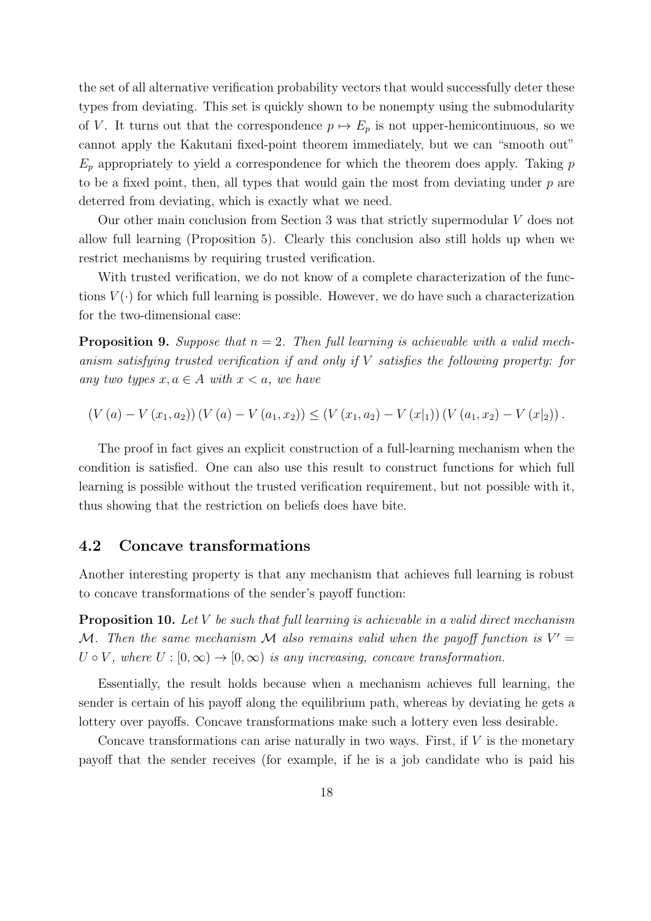the set of all alternative verification probability vectors that would successfully deter these types from deviating. This set is quickly shown to be nonempty using the submodularity of $V$. It turns out that the correspondence $p \mapsto E_p$ is not upper-hemicontinuous, so we cannot apply the Kakutani fixed-point theorem immediately, but we can "smooth out" $E_p$ appropriately to yield a correspondence for which the theorem does apply. Taking $p$ to be a fixed point, then, all types that would gain the most from deviating under $p$ are deterred from deviating, which is exactly what we need.

Our other main conclusion from Section 3 was that strictly supermodular $V$ does not allow full learning (Proposition 5). Clearly this conclusion also still holds up when we restrict mechanisms by requiring trusted verification.

With trusted verification, we do not know of a complete characterization of the functions $V(\cdot)$ for which full learning is possible. However, we do have such a characterization for the two-dimensional case:

**Proposition 9.** *Suppose that $n = 2$. Then full learning is achievable with a valid mechanism satisfying trusted verification if and only if $V$ satisfies the following property: for any two types $x, a \in A$ with $x < a$, we have*

$$(V(a) - V(x_1, a_2))(V(a) - V(a_1, x_2)) \leq (V(x_1, a_2) - V(x|_1))(V(a_1, x_2) - V(x|_2)).$$

The proof in fact gives an explicit construction of a full-learning mechanism when the condition is satisfied. One can also use this result to construct functions for which full learning is possible without the trusted verification requirement, but not possible with it, thus showing that the restriction on beliefs does have bite.

## 4.2 Concave transformations

Another interesting property is that any mechanism that achieves full learning is robust to concave transformations of the sender's payoff function:

**Proposition 10.** *Let $V$ be such that full learning is achievable in a valid direct mechanism $\mathcal{M}$. Then the same mechanism $\mathcal{M}$ also remains valid when the payoff function is $V' = U \circ V$, where $U : [0, \infty) \to [0, \infty)$ is any increasing, concave transformation.*

Essentially, the result holds because when a mechanism achieves full learning, the sender is certain of his payoff along the equilibrium path, whereas by deviating he gets a lottery over payoffs. Concave transformations make such a lottery even less desirable.

Concave transformations can arise naturally in two ways. First, if $V$ is the monetary payoff that the sender receives (for example, if he is a job candidate who is paid his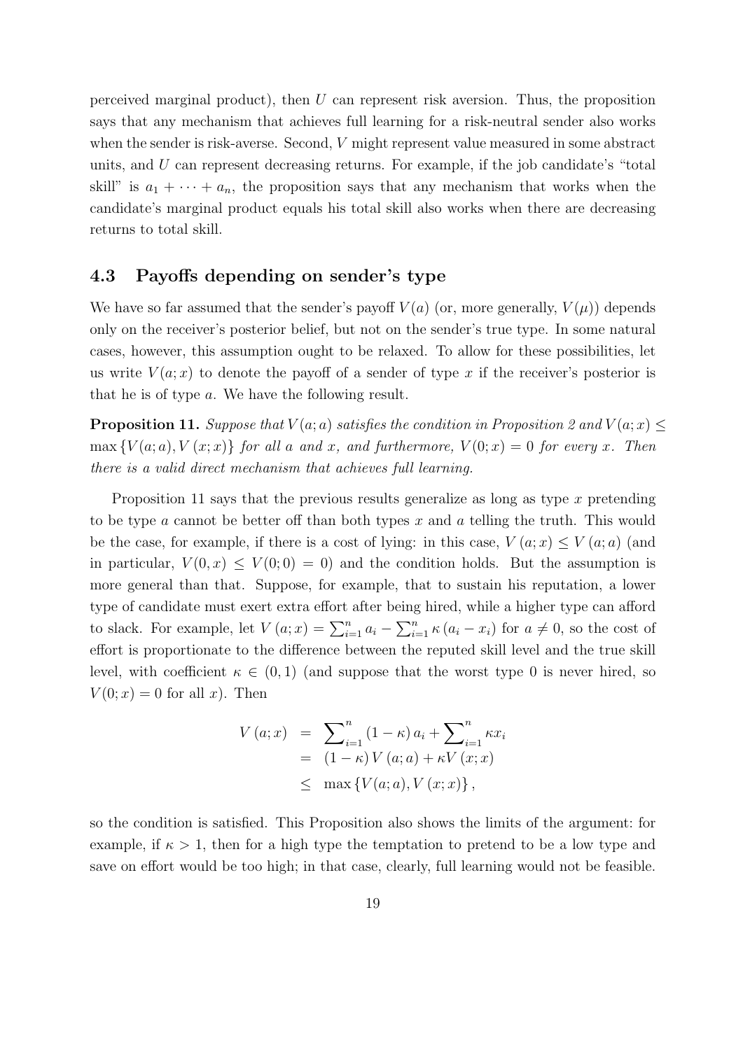perceived marginal product), then $U$ can represent risk aversion. Thus, the proposition says that any mechanism that achieves full learning for a risk-neutral sender also works when the sender is risk-averse. Second, $V$ might represent value measured in some abstract units, and $U$ can represent decreasing returns. For example, if the job candidate's "total skill" is $a_1 + \cdots + a_n$, the proposition says that any mechanism that works when the candidate's marginal product equals his total skill also works when there are decreasing returns to total skill.

### 4.3 Payoffs depending on sender's type

We have so far assumed that the sender's payoff $V(a)$ (or, more generally, $V(\mu)$) depends only on the receiver's posterior belief, but not on the sender's true type. In some natural cases, however, this assumption ought to be relaxed. To allow for these possibilities, let us write $V(a; x)$ to denote the payoff of a sender of type $x$ if the receiver's posterior is that he is of type $a$. We have the following result.

**Proposition 11.** *Suppose that $V(a; a)$ satisfies the condition in Proposition 2 and $V(a; x) \leq \max\{V(a; a), V(x; x)\}$ for all $a$ and $x$, and furthermore, $V(0; x) = 0$ for every $x$. Then there is a valid direct mechanism that achieves full learning.*

Proposition 11 says that the previous results generalize as long as type $x$ pretending to be type $a$ cannot be better off than both types $x$ and $a$ telling the truth. This would be the case, for example, if there is a cost of lying: in this case, $V(a; x) \leq V(a; a)$ (and in particular, $V(0, x) \leq V(0; 0) = 0$) and the condition holds. But the assumption is more general than that. Suppose, for example, that to sustain his reputation, a lower type of candidate must exert extra effort after being hired, while a higher type can afford to slack. For example, let $V(a; x) = \sum_{i=1}^{n} a_i - \sum_{i=1}^{n} \kappa (a_i - x_i)$ for $a \neq 0$, so the cost of effort is proportionate to the difference between the reputed skill level and the true skill level, with coefficient $\kappa \in (0, 1)$ (and suppose that the worst type 0 is never hired, so $V(0; x) = 0$ for all $x$). Then

$$
\begin{aligned}
V(a; x) &= \sum_{i=1}^{n} (1 - \kappa) a_i + \sum_{i=1}^{n} \kappa x_i \\
&= (1 - \kappa) V(a; a) + \kappa V(x; x) \\
&\leq \max\{V(a; a), V(x; x)\},
\end{aligned}
$$

so the condition is satisfied. This Proposition also shows the limits of the argument: for example, if $\kappa > 1$, then for a high type the temptation to pretend to be a low type and save on effort would be too high; in that case, clearly, full learning would not be feasible.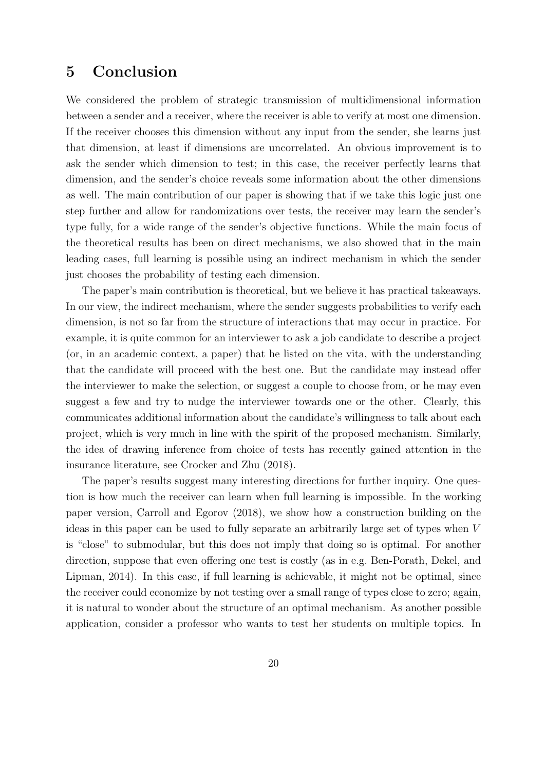## 5 Conclusion

We considered the problem of strategic transmission of multidimensional information between a sender and a receiver, where the receiver is able to verify at most one dimension. If the receiver chooses this dimension without any input from the sender, she learns just that dimension, at least if dimensions are uncorrelated. An obvious improvement is to ask the sender which dimension to test; in this case, the receiver perfectly learns that dimension, and the sender's choice reveals some information about the other dimensions as well. The main contribution of our paper is showing that if we take this logic just one step further and allow for randomizations over tests, the receiver may learn the sender's type fully, for a wide range of the sender's objective functions. While the main focus of the theoretical results has been on direct mechanisms, we also showed that in the main leading cases, full learning is possible using an indirect mechanism in which the sender just chooses the probability of testing each dimension.

The paper's main contribution is theoretical, but we believe it has practical takeaways. In our view, the indirect mechanism, where the sender suggests probabilities to verify each dimension, is not so far from the structure of interactions that may occur in practice. For example, it is quite common for an interviewer to ask a job candidate to describe a project (or, in an academic context, a paper) that he listed on the vita, with the understanding that the candidate will proceed with the best one. But the candidate may instead offer the interviewer to make the selection, or suggest a couple to choose from, or he may even suggest a few and try to nudge the interviewer towards one or the other. Clearly, this communicates additional information about the candidate's willingness to talk about each project, which is very much in line with the spirit of the proposed mechanism. Similarly, the idea of drawing inference from choice of tests has recently gained attention in the insurance literature, see Crocker and Zhu (2018).

The paper's results suggest many interesting directions for further inquiry. One question is how much the receiver can learn when full learning is impossible. In the working paper version, Carroll and Egorov (2018), we show how a construction building on the ideas in this paper can be used to fully separate an arbitrarily large set of types when $V$ is "close" to submodular, but this does not imply that doing so is optimal. For another direction, suppose that even offering one test is costly (as in e.g. Ben-Porath, Dekel, and Lipman, 2014). In this case, if full learning is achievable, it might not be optimal, since the receiver could economize by not testing over a small range of types close to zero; again, it is natural to wonder about the structure of an optimal mechanism. As another possible application, consider a professor who wants to test her students on multiple topics. In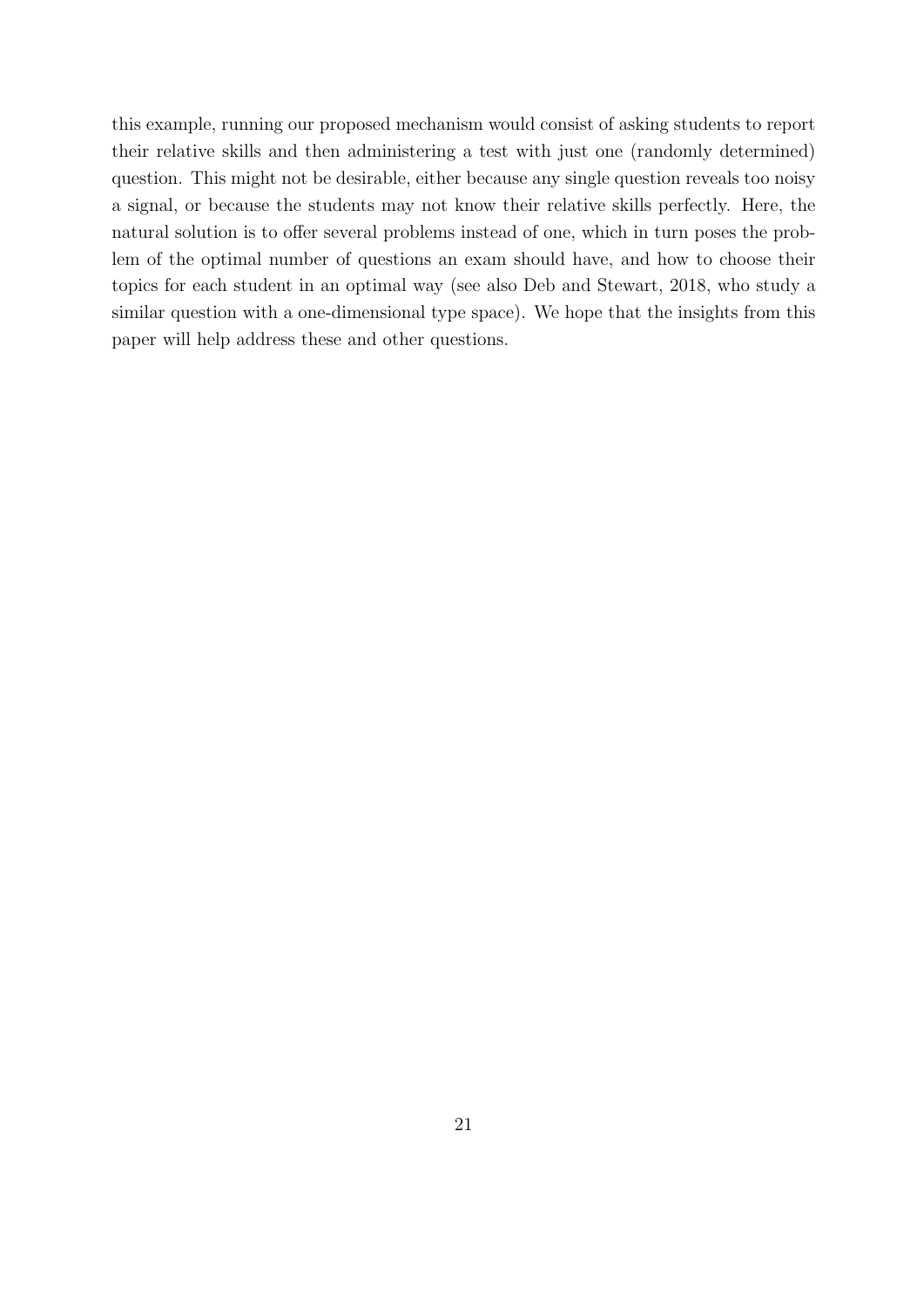this example, running our proposed mechanism would consist of asking students to report their relative skills and then administering a test with just one (randomly determined) question. This might not be desirable, either because any single question reveals too noisy a signal, or because the students may not know their relative skills perfectly. Here, the natural solution is to offer several problems instead of one, which in turn poses the problem of the optimal number of questions an exam should have, and how to choose their topics for each student in an optimal way (see also Deb and Stewart, 2018, who study a similar question with a one-dimensional type space). We hope that the insights from this paper will help address these and other questions.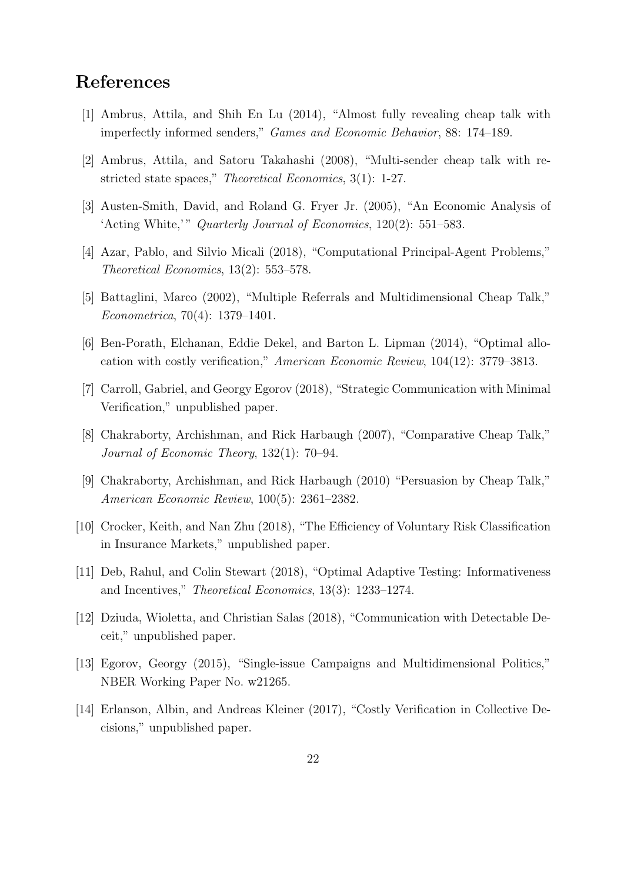## References

[1] Ambrus, Attila, and Shih En Lu (2014), "Almost fully revealing cheap talk with imperfectly informed senders," *Games and Economic Behavior*, 88: 174–189.

[2] Ambrus, Attila, and Satoru Takahashi (2008), "Multi-sender cheap talk with restricted state spaces," *Theoretical Economics*, 3(1): 1-27.

[3] Austen-Smith, David, and Roland G. Fryer Jr. (2005), "An Economic Analysis of 'Acting White,'" *Quarterly Journal of Economics*, 120(2): 551–583.

[4] Azar, Pablo, and Silvio Micali (2018), "Computational Principal-Agent Problems," *Theoretical Economics*, 13(2): 553–578.

[5] Battaglini, Marco (2002), "Multiple Referrals and Multidimensional Cheap Talk," *Econometrica*, 70(4): 1379–1401.

[6] Ben-Porath, Elchanan, Eddie Dekel, and Barton L. Lipman (2014), "Optimal allocation with costly verification," *American Economic Review*, 104(12): 3779–3813.

[7] Carroll, Gabriel, and Georgy Egorov (2018), "Strategic Communication with Minimal Verification," unpublished paper.

[8] Chakraborty, Archishman, and Rick Harbaugh (2007), "Comparative Cheap Talk," *Journal of Economic Theory*, 132(1): 70–94.

[9] Chakraborty, Archishman, and Rick Harbaugh (2010) "Persuasion by Cheap Talk," *American Economic Review*, 100(5): 2361–2382.

[10] Crocker, Keith, and Nan Zhu (2018), "The Efficiency of Voluntary Risk Classification in Insurance Markets," unpublished paper.

[11] Deb, Rahul, and Colin Stewart (2018), "Optimal Adaptive Testing: Informativeness and Incentives," *Theoretical Economics*, 13(3): 1233–1274.

[12] Dziuda, Wioletta, and Christian Salas (2018), "Communication with Detectable Deceit," unpublished paper.

[13] Egorov, Georgy (2015), "Single-issue Campaigns and Multidimensional Politics," NBER Working Paper No. w21265.

[14] Erlanson, Albin, and Andreas Kleiner (2017), "Costly Verification in Collective Decisions," unpublished paper.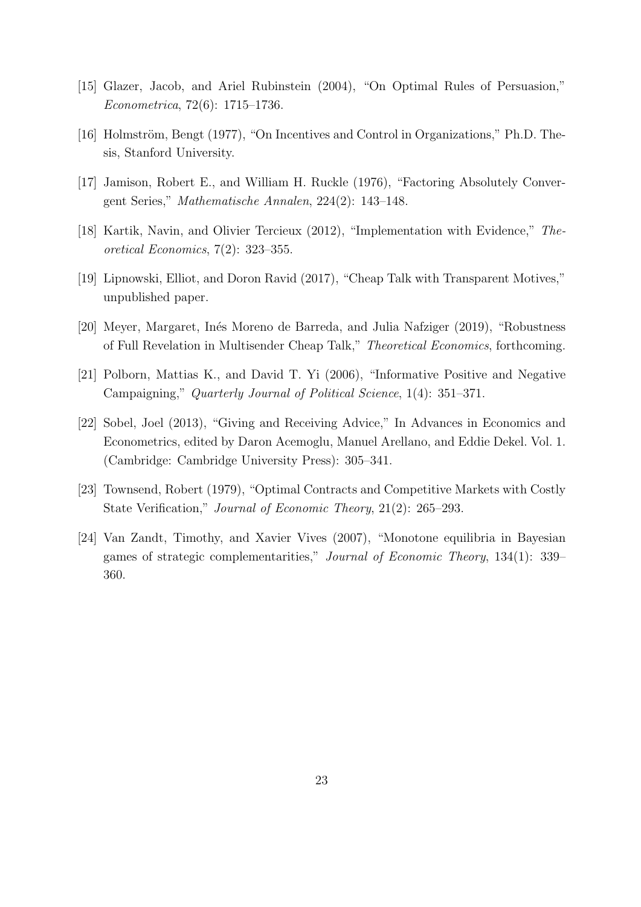[15] Glazer, Jacob, and Ariel Rubinstein (2004), "On Optimal Rules of Persuasion," *Econometrica*, 72(6): 1715–1736.

[16] Holmström, Bengt (1977), "On Incentives and Control in Organizations," Ph.D. Thesis, Stanford University.

[17] Jamison, Robert E., and William H. Ruckle (1976), "Factoring Absolutely Convergent Series," *Mathematische Annalen*, 224(2): 143–148.

[18] Kartik, Navin, and Olivier Tercieux (2012), "Implementation with Evidence," *Theoretical Economics*, 7(2): 323–355.

[19] Lipnowski, Elliot, and Doron Ravid (2017), "Cheap Talk with Transparent Motives," unpublished paper.

[20] Meyer, Margaret, Inés Moreno de Barreda, and Julia Nafziger (2019), "Robustness of Full Revelation in Multisender Cheap Talk," *Theoretical Economics*, forthcoming.

[21] Polborn, Mattias K., and David T. Yi (2006), "Informative Positive and Negative Campaigning," *Quarterly Journal of Political Science*, 1(4): 351–371.

[22] Sobel, Joel (2013), "Giving and Receiving Advice," In Advances in Economics and Econometrics, edited by Daron Acemoglu, Manuel Arellano, and Eddie Dekel. Vol. 1. (Cambridge: Cambridge University Press): 305–341.

[23] Townsend, Robert (1979), "Optimal Contracts and Competitive Markets with Costly State Verification," *Journal of Economic Theory*, 21(2): 265–293.

[24] Van Zandt, Timothy, and Xavier Vives (2007), "Monotone equilibria in Bayesian games of strategic complementarities," *Journal of Economic Theory*, 134(1): 339–360.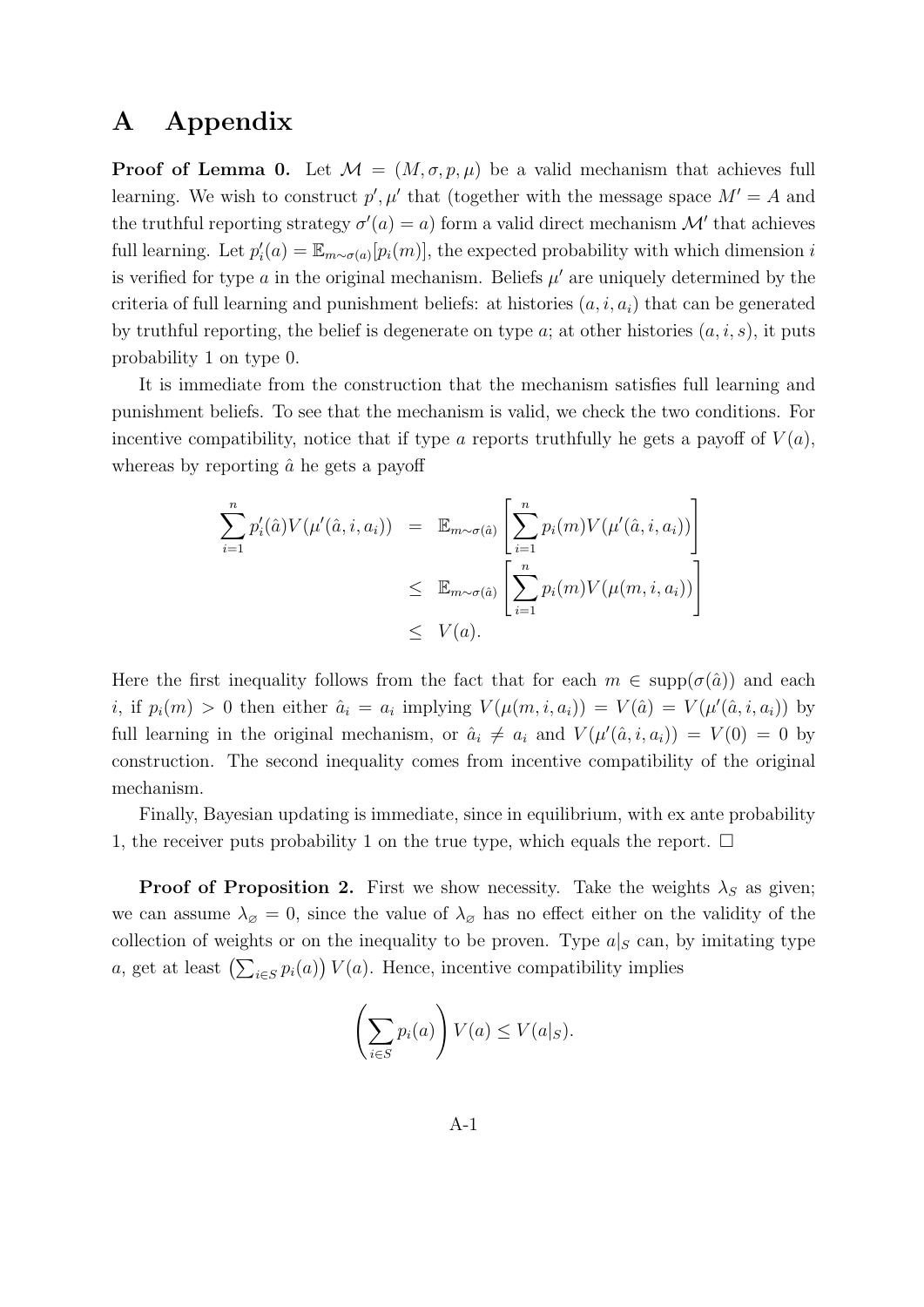# A Appendix

**Proof of Lemma 0.** Let $\mathcal{M} = (M, \sigma, p, \mu)$ be a valid mechanism that achieves full learning. We wish to construct $p', \mu'$ that (together with the message space $M' = A$ and the truthful reporting strategy $\sigma'(a) = a$) form a valid direct mechanism $\mathcal{M}'$ that achieves full learning. Let $p'_i(a) = \mathbb{E}_{m \sim \sigma(a)}[p_i(m)]$, the expected probability with which dimension $i$ is verified for type $a$ in the original mechanism. Beliefs $\mu'$ are uniquely determined by the criteria of full learning and punishment beliefs: at histories $(a, i, a_i)$ that can be generated by truthful reporting, the belief is degenerate on type $a$; at other histories $(a, i, s)$, it puts probability 1 on type 0.

It is immediate from the construction that the mechanism satisfies full learning and punishment beliefs. To see that the mechanism is valid, we check the two conditions. For incentive compatibility, notice that if type $a$ reports truthfully he gets a payoff of $V(a)$, whereas by reporting $\hat{a}$ he gets a payoff

$$
\begin{aligned}
\sum_{i=1}^{n} p'_i(\hat{a}) V(\mu'(\hat{a}, i, a_i)) &= \mathbb{E}_{m \sim \sigma(\hat{a})} \left[ \sum_{i=1}^{n} p_i(m) V(\mu'(\hat{a}, i, a_i)) \right] \\
&\leq \mathbb{E}_{m \sim \sigma(\hat{a})} \left[ \sum_{i=1}^{n} p_i(m) V(\mu(m, i, a_i)) \right] \\
&\leq V(a).
\end{aligned}
$$

Here the first inequality follows from the fact that for each $m \in \text{supp}(\sigma(\hat{a}))$ and each $i$, if $p_i(m) > 0$ then either $\hat{a}_i = a_i$ implying $V(\mu(m, i, a_i)) = V(\hat{a}) = V(\mu'(\hat{a}, i, a_i))$ by full learning in the original mechanism, or $\hat{a}_i \neq a_i$ and $V(\mu'(\hat{a}, i, a_i)) = V(0) = 0$ by construction. The second inequality comes from incentive compatibility of the original mechanism.

Finally, Bayesian updating is immediate, since in equilibrium, with ex ante probability 1, the receiver puts probability 1 on the true type, which equals the report. $\square$

**Proof of Proposition 2.** First we show necessity. Take the weights $\lambda_S$ as given; we can assume $\lambda_\varnothing = 0$, since the value of $\lambda_\varnothing$ has no effect either on the validity of the collection of weights or on the inequality to be proven. Type $a|_S$ can, by imitating type $a$, get at least $\left(\sum_{i \in S} p_i(a)\right) V(a)$. Hence, incentive compatibility implies

$$
\left( \sum_{i \in S} p_i(a) \right) V(a) \leq V(a|_S).
$$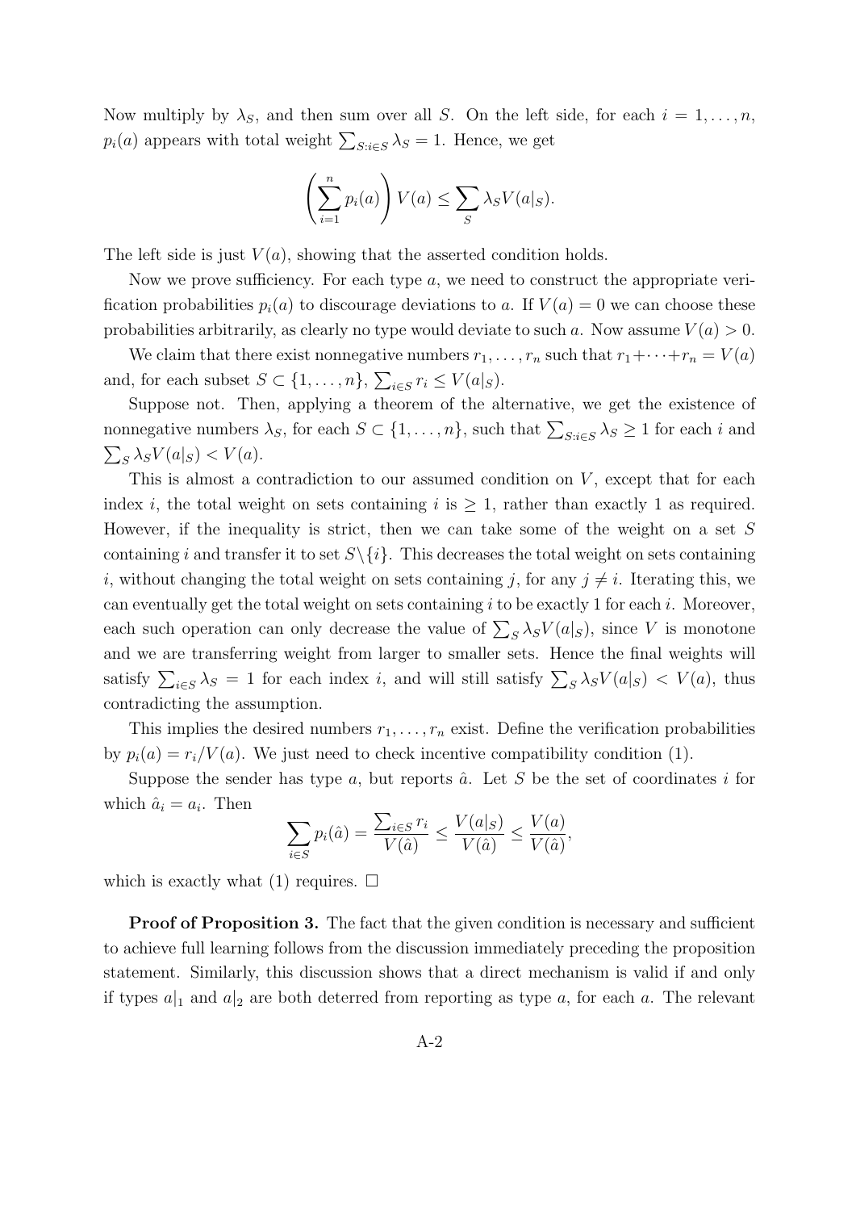Now multiply by $\lambda_S$, and then sum over all $S$. On the left side, for each $i = 1, \ldots, n$, $p_i(a)$ appears with total weight $\sum_{S:i \in S} \lambda_S = 1$. Hence, we get

$$\left( \sum_{i=1}^{n} p_i(a) \right) V(a) \leq \sum_{S} \lambda_S V(a|_S).$$

The left side is just $V(a)$, showing that the asserted condition holds.

Now we prove sufficiency. For each type $a$, we need to construct the appropriate verification probabilities $p_i(a)$ to discourage deviations to $a$. If $V(a) = 0$ we can choose these probabilities arbitrarily, as clearly no type would deviate to such $a$. Now assume $V(a) > 0$.

We claim that there exist nonnegative numbers $r_1, \ldots, r_n$ such that $r_1 + \cdots + r_n = V(a)$ and, for each subset $S \subset \{1, \ldots, n\}$, $\sum_{i \in S} r_i \leq V(a|_S)$.

Suppose not. Then, applying a theorem of the alternative, we get the existence of nonnegative numbers $\lambda_S$, for each $S \subset \{1, \ldots, n\}$, such that $\sum_{S:i \in S} \lambda_S \geq 1$ for each $i$ and $\sum_S \lambda_S V(a|_S) < V(a)$.

This is almost a contradiction to our assumed condition on $V$, except that for each index $i$, the total weight on sets containing $i$ is $\geq 1$, rather than exactly 1 as required. However, if the inequality is strict, then we can take some of the weight on a set $S$ containing $i$ and transfer it to set $S \backslash \{i\}$. This decreases the total weight on sets containing $i$, without changing the total weight on sets containing $j$, for any $j \neq i$. Iterating this, we can eventually get the total weight on sets containing $i$ to be exactly 1 for each $i$. Moreover, each such operation can only decrease the value of $\sum_S \lambda_S V(a|_S)$, since $V$ is monotone and we are transferring weight from larger to smaller sets. Hence the final weights will satisfy $\sum_{i \in S} \lambda_S = 1$ for each index $i$, and will still satisfy $\sum_S \lambda_S V(a|_S) < V(a)$, thus contradicting the assumption.

This implies the desired numbers $r_1, \ldots, r_n$ exist. Define the verification probabilities by $p_i(a) = r_i / V(a)$. We just need to check incentive compatibility condition (1).

Suppose the sender has type $a$, but reports $\hat{a}$. Let $S$ be the set of coordinates $i$ for which $\hat{a}_i = a_i$. Then

$$\sum_{i \in S} p_i(\hat{a}) = \frac{\sum_{i \in S} r_i}{V(\hat{a})} \leq \frac{V(a|_S)}{V(\hat{a})} \leq \frac{V(a)}{V(\hat{a})},$$

which is exactly what (1) requires. $\square$

**Proof of Proposition 3.** The fact that the given condition is necessary and sufficient to achieve full learning follows from the discussion immediately preceding the proposition statement. Similarly, this discussion shows that a direct mechanism is valid if and only if types $a|_1$ and $a|_2$ are both deterred from reporting as type $a$, for each $a$. The relevant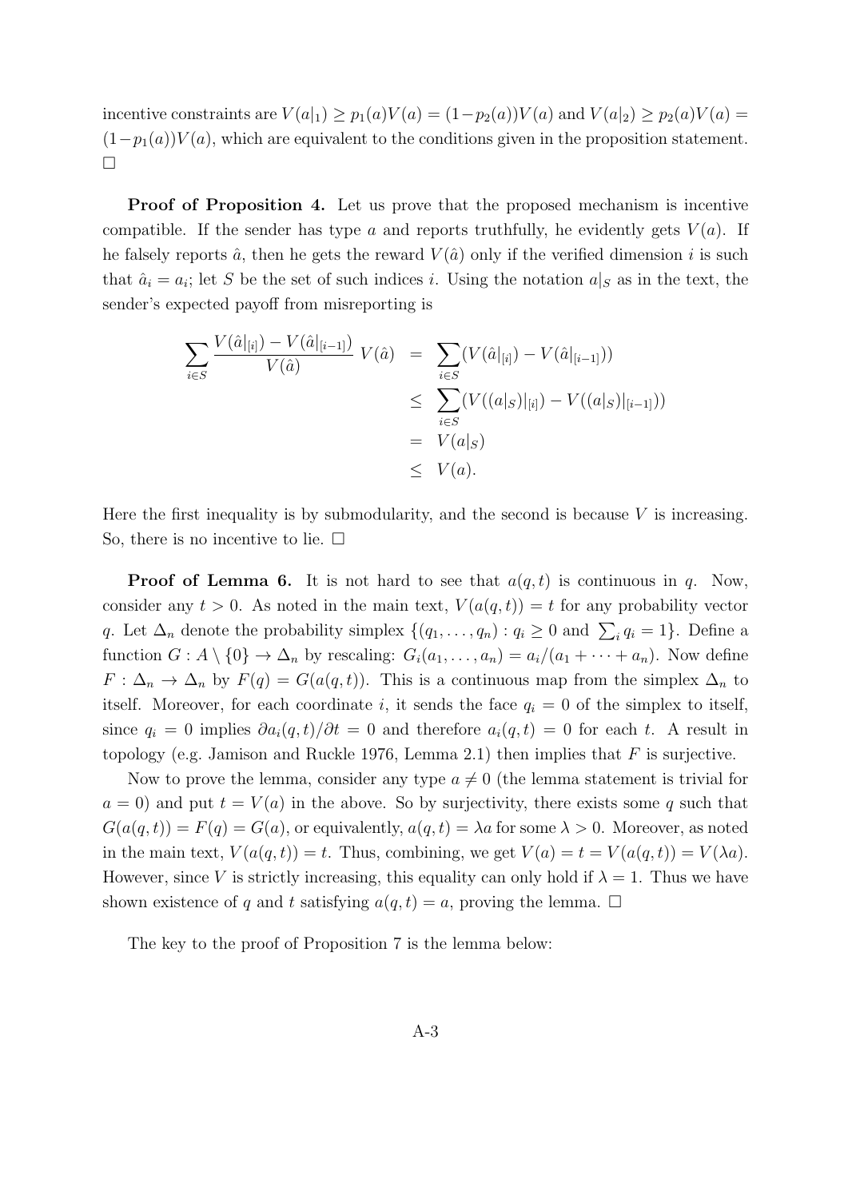incentive constraints are $V(a|_1) \geq p_1(a)V(a) = (1-p_2(a))V(a)$ and $V(a|_2) \geq p_2(a)V(a) = (1-p_1(a))V(a)$, which are equivalent to the conditions given in the proposition statement. □

**Proof of Proposition 4.** Let us prove that the proposed mechanism is incentive compatible. If the sender has type $a$ and reports truthfully, he evidently gets $V(a)$. If he falsely reports $\hat{a}$, then he gets the reward $V(\hat{a})$ only if the verified dimension $i$ is such that $\hat{a}_i = a_i$; let $S$ be the set of such indices $i$. Using the notation $a|_S$ as in the text, the sender's expected payoff from misreporting is

$$\begin{aligned}
\sum_{i \in S} \frac{V(\hat{a}|_{[i]}) - V(\hat{a}|_{[i-1]})}{V(\hat{a})}\, V(\hat{a}) &= \sum_{i \in S} (V(\hat{a}|_{[i]}) - V(\hat{a}|_{[i-1]})) \\
&\leq \sum_{i \in S} (V((a|_S)|_{[i]}) - V((a|_S)|_{[i-1]})) \\
&= V(a|_S) \\
&\leq V(a).
\end{aligned}$$

Here the first inequality is by submodularity, and the second is because $V$ is increasing. So, there is no incentive to lie. □

**Proof of Lemma 6.** It is not hard to see that $a(q,t)$ is continuous in $q$. Now, consider any $t > 0$. As noted in the main text, $V(a(q,t)) = t$ for any probability vector $q$. Let $\Delta_n$ denote the probability simplex $\{(q_1, \ldots, q_n) : q_i \geq 0 \text{ and } \sum_i q_i = 1\}$. Define a function $G : A \setminus \{0\} \to \Delta_n$ by rescaling: $G_i(a_1, \ldots, a_n) = a_i/(a_1 + \cdots + a_n)$. Now define $F : \Delta_n \to \Delta_n$ by $F(q) = G(a(q,t))$. This is a continuous map from the simplex $\Delta_n$ to itself. Moreover, for each coordinate $i$, it sends the face $q_i = 0$ of the simplex to itself, since $q_i = 0$ implies $\partial a_i(q,t)/\partial t = 0$ and therefore $a_i(q,t) = 0$ for each $t$. A result in topology (e.g. Jamison and Ruckle 1976, Lemma 2.1) then implies that $F$ is surjective.

Now to prove the lemma, consider any type $a \neq 0$ (the lemma statement is trivial for $a = 0$) and put $t = V(a)$ in the above. So by surjectivity, there exists some $q$ such that $G(a(q,t)) = F(q) = G(a)$, or equivalently, $a(q,t) = \lambda a$ for some $\lambda > 0$. Moreover, as noted in the main text, $V(a(q,t)) = t$. Thus, combining, we get $V(a) = t = V(a(q,t)) = V(\lambda a)$. However, since $V$ is strictly increasing, this equality can only hold if $\lambda = 1$. Thus we have shown existence of $q$ and $t$ satisfying $a(q,t) = a$, proving the lemma. □

The key to the proof of Proposition 7 is the lemma below: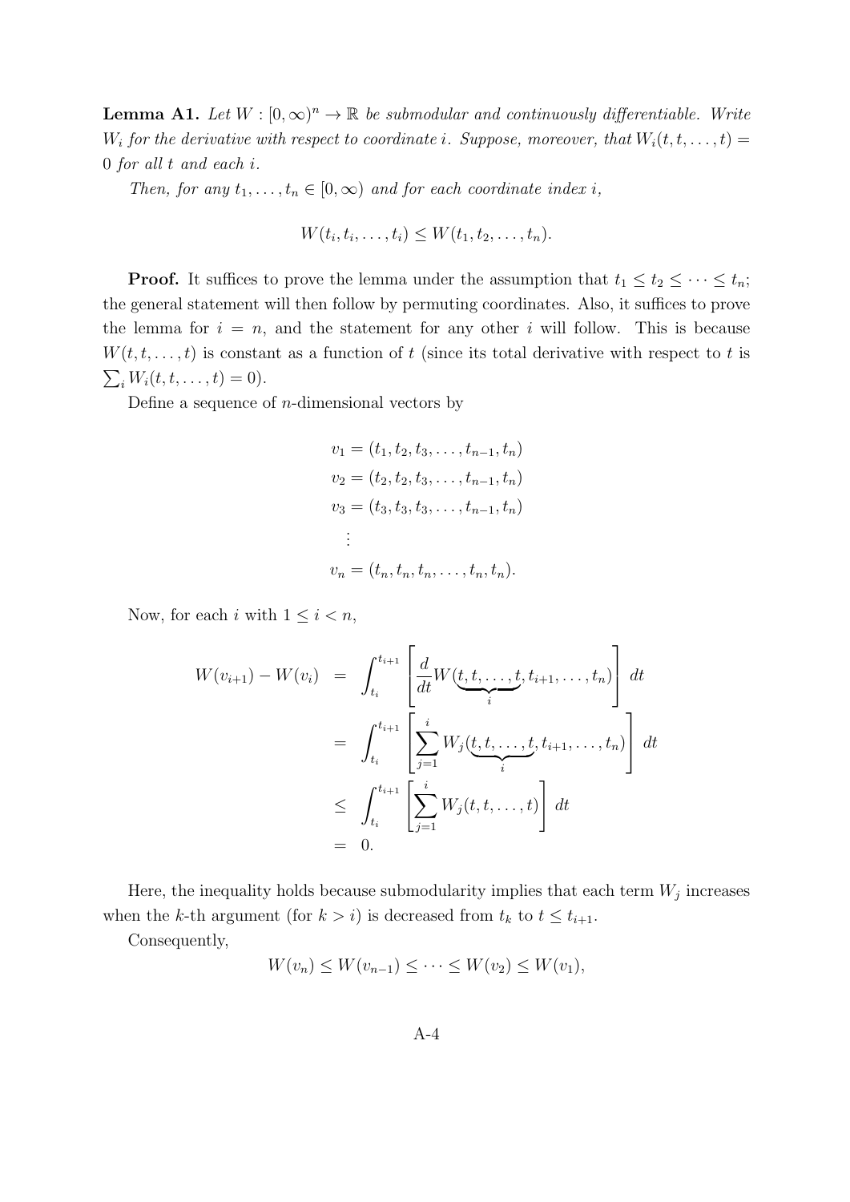**Lemma A1.** *Let $W : [0, \infty)^n \to \mathbb{R}$ be submodular and continuously differentiable. Write $W_i$ for the derivative with respect to coordinate $i$. Suppose, moreover, that $W_i(t, t, \dots, t) = 0$ for all $t$ and each $i$.*

*Then, for any $t_1, \dots, t_n \in [0, \infty)$ and for each coordinate index $i$,*

$$W(t_i, t_i, \dots, t_i) \leq W(t_1, t_2, \dots, t_n).$$

**Proof.** It suffices to prove the lemma under the assumption that $t_1 \leq t_2 \leq \cdots \leq t_n$; the general statement will then follow by permuting coordinates. Also, it suffices to prove the lemma for $i = n$, and the statement for any other $i$ will follow. This is because $W(t, t, \dots, t)$ is constant as a function of $t$ (since its total derivative with respect to $t$ is $\sum_i W_i(t, t, \dots, t) = 0$).

Define a sequence of $n$-dimensional vectors by

$$\begin{aligned}
v_1 &= (t_1, t_2, t_3, \dots, t_{n-1}, t_n) \\
v_2 &= (t_2, t_2, t_3, \dots, t_{n-1}, t_n) \\
v_3 &= (t_3, t_3, t_3, \dots, t_{n-1}, t_n) \\
&\vdots \\
v_n &= (t_n, t_n, t_n, \dots, t_n, t_n).
\end{aligned}$$

Now, for each $i$ with $1 \leq i < n$,

$$\begin{aligned}
W(v_{i+1}) - W(v_i) &= \int_{t_i}^{t_{i+1}} \left[ \frac{d}{dt} W(\underbrace{t, t, \dots, t}_{i}, t_{i+1}, \dots, t_n) \right] dt \\
&= \int_{t_i}^{t_{i+1}} \left[ \sum_{j=1}^{i} W_j(\underbrace{t, t, \dots, t}_{i}, t_{i+1}, \dots, t_n) \right] dt \\
&\leq \int_{t_i}^{t_{i+1}} \left[ \sum_{j=1}^{i} W_j(t, t, \dots, t) \right] dt \\
&= 0.
\end{aligned}$$

Here, the inequality holds because submodularity implies that each term $W_j$ increases when the $k$-th argument (for $k > i$) is decreased from $t_k$ to $t \leq t_{i+1}$.

Consequently,

$$W(v_n) \leq W(v_{n-1}) \leq \cdots \leq W(v_2) \leq W(v_1),$$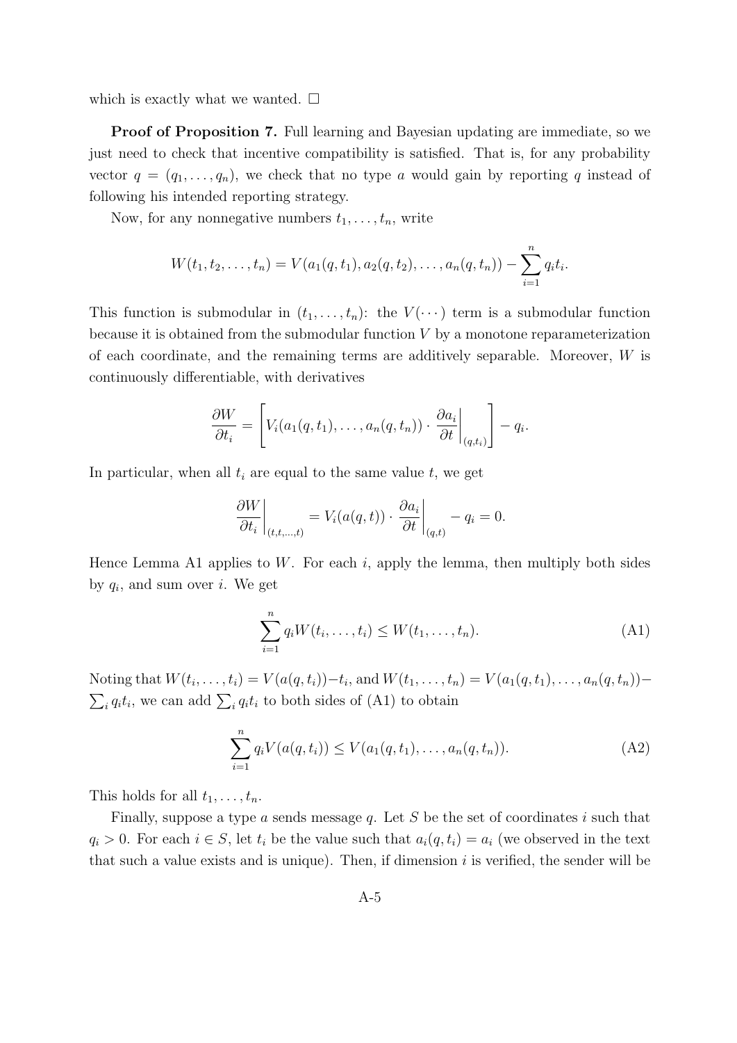which is exactly what we wanted. □

**Proof of Proposition 7.** Full learning and Bayesian updating are immediate, so we just need to check that incentive compatibility is satisfied. That is, for any probability vector $q = (q_1, \ldots, q_n)$, we check that no type $a$ would gain by reporting $q$ instead of following his intended reporting strategy.

Now, for any nonnegative numbers $t_1, \ldots, t_n$, write

$$W(t_1, t_2, \ldots, t_n) = V(a_1(q, t_1), a_2(q, t_2), \ldots, a_n(q, t_n)) - \sum_{i=1}^{n} q_i t_i.$$

This function is submodular in $(t_1, \ldots, t_n)$: the $V(\cdots)$ term is a submodular function because it is obtained from the submodular function $V$ by a monotone reparameterization of each coordinate, and the remaining terms are additively separable. Moreover, $W$ is continuously differentiable, with derivatives

$$\frac{\partial W}{\partial t_i} = \left[ V_i(a_1(q, t_1), \ldots, a_n(q, t_n)) \cdot \left. \frac{\partial a_i}{\partial t} \right|_{(q, t_i)} \right] - q_i.$$

In particular, when all $t_i$ are equal to the same value $t$, we get

$$\left. \frac{\partial W}{\partial t_i} \right|_{(t, t, \ldots, t)} = V_i(a(q, t)) \cdot \left. \frac{\partial a_i}{\partial t} \right|_{(q, t)} - q_i = 0.$$

Hence Lemma A1 applies to $W$. For each $i$, apply the lemma, then multiply both sides by $q_i$, and sum over $i$. We get

$$\sum_{i=1}^{n} q_i W(t_i, \ldots, t_i) \leq W(t_1, \ldots, t_n). \tag{A1}$$

Noting that $W(t_i, \ldots, t_i) = V(a(q, t_i)) - t_i$, and $W(t_1, \ldots, t_n) = V(a_1(q, t_1), \ldots, a_n(q, t_n)) - \sum_i q_i t_i$, we can add $\sum_i q_i t_i$ to both sides of (A1) to obtain

$$\sum_{i=1}^{n} q_i V(a(q, t_i)) \leq V(a_1(q, t_1), \ldots, a_n(q, t_n)). \tag{A2}$$

This holds for all $t_1, \ldots, t_n$.

Finally, suppose a type $a$ sends message $q$. Let $S$ be the set of coordinates $i$ such that $q_i > 0$. For each $i \in S$, let $t_i$ be the value such that $a_i(q, t_i) = a_i$ (we observed in the text that such a value exists and is unique). Then, if dimension $i$ is verified, the sender will be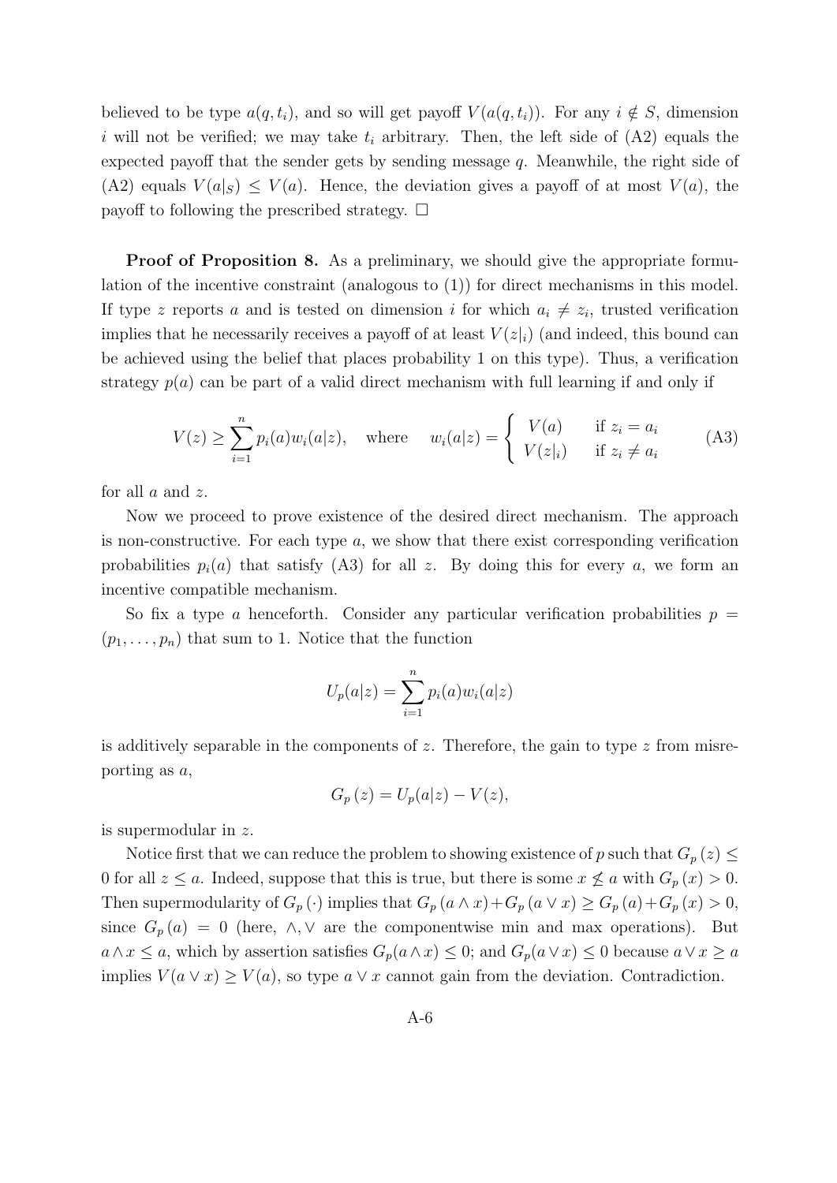believed to be type $a(q, t_i)$, and so will get payoff $V(a(q, t_i))$. For any $i \notin S$, dimension $i$ will not be verified; we may take $t_i$ arbitrary. Then, the left side of (A2) equals the expected payoff that the sender gets by sending message $q$. Meanwhile, the right side of (A2) equals $V(a|_S) \leq V(a)$. Hence, the deviation gives a payoff of at most $V(a)$, the payoff to following the prescribed strategy. $\square$

**Proof of Proposition 8.** As a preliminary, we should give the appropriate formulation of the incentive constraint (analogous to (1)) for direct mechanisms in this model. If type $z$ reports $a$ and is tested on dimension $i$ for which $a_i \neq z_i$, trusted verification implies that he necessarily receives a payoff of at least $V(z|_i)$ (and indeed, this bound can be achieved using the belief that places probability 1 on this type). Thus, a verification strategy $p(a)$ can be part of a valid direct mechanism with full learning if and only if

$$V(z) \geq \sum_{i=1}^{n} p_i(a) w_i(a|z), \quad \text{where} \quad w_i(a|z) = \begin{cases} V(a) & \text{if } z_i = a_i \\ V(z|_i) & \text{if } z_i \neq a_i \end{cases} \tag{A3}$$

for all $a$ and $z$.

Now we proceed to prove existence of the desired direct mechanism. The approach is non-constructive. For each type $a$, we show that there exist corresponding verification probabilities $p_i(a)$ that satisfy (A3) for all $z$. By doing this for every $a$, we form an incentive compatible mechanism.

So fix a type $a$ henceforth. Consider any particular verification probabilities $p = (p_1, \ldots, p_n)$ that sum to 1. Notice that the function

$$U_p(a|z) = \sum_{i=1}^{n} p_i(a) w_i(a|z)$$

is additively separable in the components of $z$. Therefore, the gain to type $z$ from misreporting as $a$,

$$G_p(z) = U_p(a|z) - V(z),$$

is supermodular in $z$.

Notice first that we can reduce the problem to showing existence of $p$ such that $G_p(z) \leq 0$ for all $z \leq a$. Indeed, suppose that this is true, but there is some $x \not\leq a$ with $G_p(x) > 0$. Then supermodularity of $G_p(\cdot)$ implies that $G_p(a \wedge x) + G_p(a \vee x) \geq G_p(a) + G_p(x) > 0$, since $G_p(a) = 0$ (here, $\wedge, \vee$ are the componentwise min and max operations). But $a \wedge x \leq a$, which by assertion satisfies $G_p(a \wedge x) \leq 0$; and $G_p(a \vee x) \leq 0$ because $a \vee x \geq a$ implies $V(a \vee x) \geq V(a)$, so type $a \vee x$ cannot gain from the deviation. Contradiction.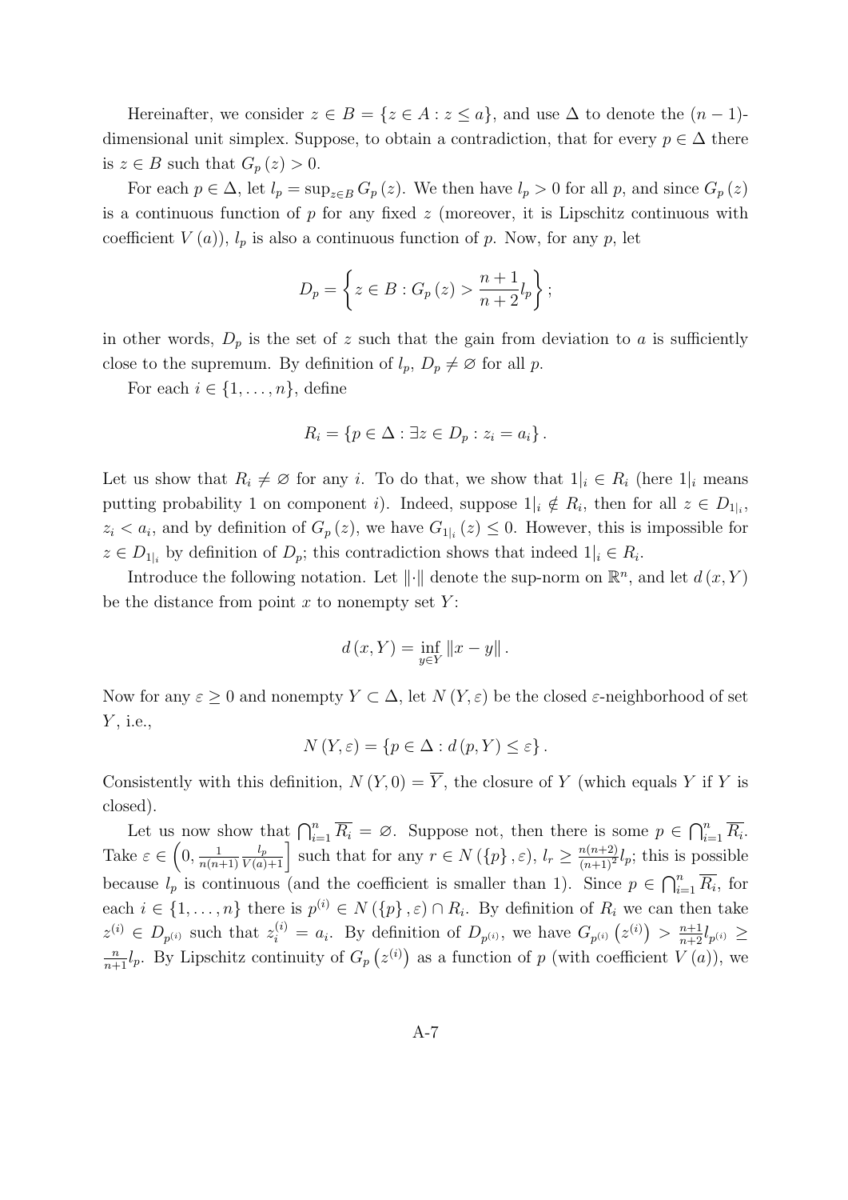Hereinafter, we consider $z \in B = \{z \in A : z \leq a\}$, and use $\Delta$ to denote the $(n-1)$-dimensional unit simplex. Suppose, to obtain a contradiction, that for every $p \in \Delta$ there is $z \in B$ such that $G_p(z) > 0$.

For each $p \in \Delta$, let $l_p = \sup_{z \in B} G_p(z)$. We then have $l_p > 0$ for all $p$, and since $G_p(z)$ is a continuous function of $p$ for any fixed $z$ (moreover, it is Lipschitz continuous with coefficient $V(a)$), $l_p$ is also a continuous function of $p$. Now, for any $p$, let

$$D_p = \left\{ z \in B : G_p(z) > \frac{n+1}{n+2} l_p \right\};$$

in other words, $D_p$ is the set of $z$ such that the gain from deviation to $a$ is sufficiently close to the supremum. By definition of $l_p$, $D_p \neq \varnothing$ for all $p$.

For each $i \in \{1, \ldots, n\}$, define

$$R_i = \{p \in \Delta : \exists z \in D_p : z_i = a_i\}.$$

Let us show that $R_i \neq \varnothing$ for any $i$. To do that, we show that $1|_i \in R_i$ (here $1|_i$ means putting probability 1 on component $i$). Indeed, suppose $1|_i \notin R_i$, then for all $z \in D_{1|_i}$, $z_i < a_i$, and by definition of $G_p(z)$, we have $G_{1|_i}(z) \leq 0$. However, this is impossible for $z \in D_{1|_i}$ by definition of $D_p$; this contradiction shows that indeed $1|_i \in R_i$.

Introduce the following notation. Let $\|\cdot\|$ denote the sup-norm on $\mathbb{R}^n$, and let $d(x, Y)$ be the distance from point $x$ to nonempty set $Y$:

$$d(x, Y) = \inf_{y \in Y} \|x - y\|.$$

Now for any $\varepsilon \geq 0$ and nonempty $Y \subset \Delta$, let $N(Y, \varepsilon)$ be the closed $\varepsilon$-neighborhood of set $Y$, i.e.,

$$N(Y, \varepsilon) = \{p \in \Delta : d(p, Y) \leq \varepsilon\}.$$

Consistently with this definition, $N(Y, 0) = \overline{Y}$, the closure of $Y$ (which equals $Y$ if $Y$ is closed).

Let us now show that $\bigcap_{i=1}^n \overline{R_i} = \varnothing$. Suppose not, then there is some $p \in \bigcap_{i=1}^n \overline{R_i}$. Take $\varepsilon \in \left(0, \frac{1}{n(n+1)} \frac{l_p}{V(a)+1}\right]$ such that for any $r \in N(\{p\}, \varepsilon)$, $l_r \geq \frac{n(n+2)}{(n+1)^2} l_p$; this is possible because $l_p$ is continuous (and the coefficient is smaller than 1). Since $p \in \bigcap_{i=1}^n \overline{R_i}$, for each $i \in \{1, \ldots, n\}$ there is $p^{(i)} \in N(\{p\}, \varepsilon) \cap R_i$. By definition of $R_i$ we can then take $z^{(i)} \in D_{p^{(i)}}$ such that $z_i^{(i)} = a_i$. By definition of $D_{p^{(i)}}$, we have $G_{p^{(i)}}\left(z^{(i)}\right) > \frac{n+1}{n+2} l_{p^{(i)}} \geq \frac{n}{n+1} l_p$. By Lipschitz continuity of $G_p\left(z^{(i)}\right)$ as a function of $p$ (with coefficient $V(a)$), we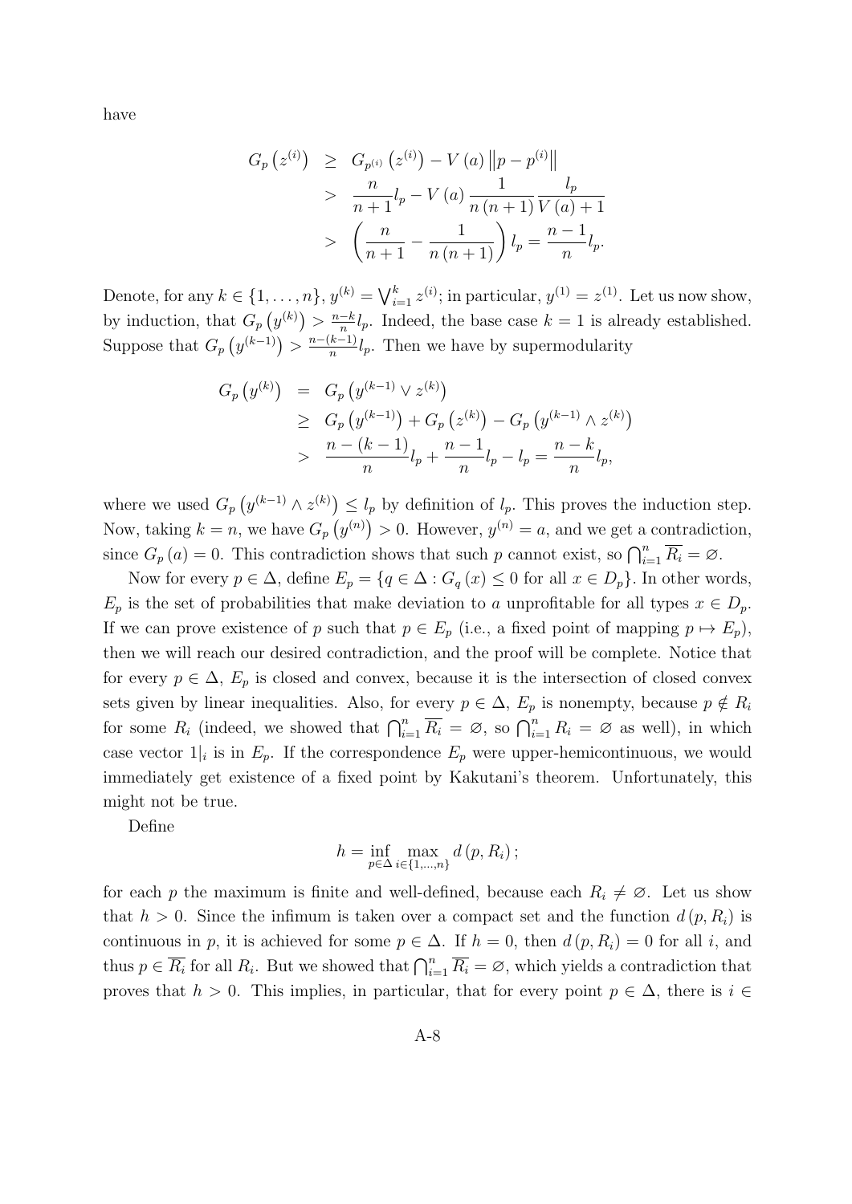have

$$
\begin{aligned}
G_p\left(z^{(i)}\right) &\geq G_{p^{(i)}}\left(z^{(i)}\right) - V(a)\left\|p - p^{(i)}\right\| \\
&> \frac{n}{n+1} l_p - V(a) \frac{1}{n(n+1)} \frac{l_p}{V(a)+1} \\
&> \left(\frac{n}{n+1} - \frac{1}{n(n+1)}\right) l_p = \frac{n-1}{n} l_p.
\end{aligned}
$$

Denote, for any $k \in \{1, \ldots, n\}$, $y^{(k)} = \bigvee_{i=1}^{k} z^{(i)}$; in particular, $y^{(1)} = z^{(1)}$. Let us now show, by induction, that $G_p\left(y^{(k)}\right) > \frac{n-k}{n} l_p$. Indeed, the base case $k = 1$ is already established. Suppose that $G_p\left(y^{(k-1)}\right) > \frac{n-(k-1)}{n} l_p$. Then we have by supermodularity

$$
\begin{aligned}
G_p\left(y^{(k)}\right) &= G_p\left(y^{(k-1)} \vee z^{(k)}\right) \\
&\geq G_p\left(y^{(k-1)}\right) + G_p\left(z^{(k)}\right) - G_p\left(y^{(k-1)} \wedge z^{(k)}\right) \\
&> \frac{n-(k-1)}{n} l_p + \frac{n-1}{n} l_p - l_p = \frac{n-k}{n} l_p,
\end{aligned}
$$

where we used $G_p\left(y^{(k-1)} \wedge z^{(k)}\right) \leq l_p$ by definition of $l_p$. This proves the induction step. Now, taking $k = n$, we have $G_p\left(y^{(n)}\right) > 0$. However, $y^{(n)} = a$, and we get a contradiction, since $G_p(a) = 0$. This contradiction shows that such $p$ cannot exist, so $\bigcap_{i=1}^{n} \overline{R_i} = \varnothing$.

Now for every $p \in \Delta$, define $E_p = \{q \in \Delta : G_q(x) \leq 0 \text{ for all } x \in D_p\}$. In other words, $E_p$ is the set of probabilities that make deviation to $a$ unprofitable for all types $x \in D_p$. If we can prove existence of $p$ such that $p \in E_p$ (i.e., a fixed point of mapping $p \mapsto E_p$), then we will reach our desired contradiction, and the proof will be complete. Notice that for every $p \in \Delta$, $E_p$ is closed and convex, because it is the intersection of closed convex sets given by linear inequalities. Also, for every $p \in \Delta$, $E_p$ is nonempty, because $p \notin R_i$ for some $R_i$ (indeed, we showed that $\bigcap_{i=1}^{n} \overline{R_i} = \varnothing$, so $\bigcap_{i=1}^{n} R_i = \varnothing$ as well), in which case vector $1|_i$ is in $E_p$. If the correspondence $E_p$ were upper-hemicontinuous, we would immediately get existence of a fixed point by Kakutani's theorem. Unfortunately, this might not be true.

Define

$$
h = \inf_{p \in \Delta} \max_{i \in \{1, \ldots, n\}} d(p, R_i);
$$

for each $p$ the maximum is finite and well-defined, because each $R_i \neq \varnothing$. Let us show that $h > 0$. Since the infimum is taken over a compact set and the function $d(p, R_i)$ is continuous in $p$, it is achieved for some $p \in \Delta$. If $h = 0$, then $d(p, R_i) = 0$ for all $i$, and thus $p \in \overline{R_i}$ for all $R_i$. But we showed that $\bigcap_{i=1}^{n} \overline{R_i} = \varnothing$, which yields a contradiction that proves that $h > 0$. This implies, in particular, that for every point $p \in \Delta$, there is $i \in$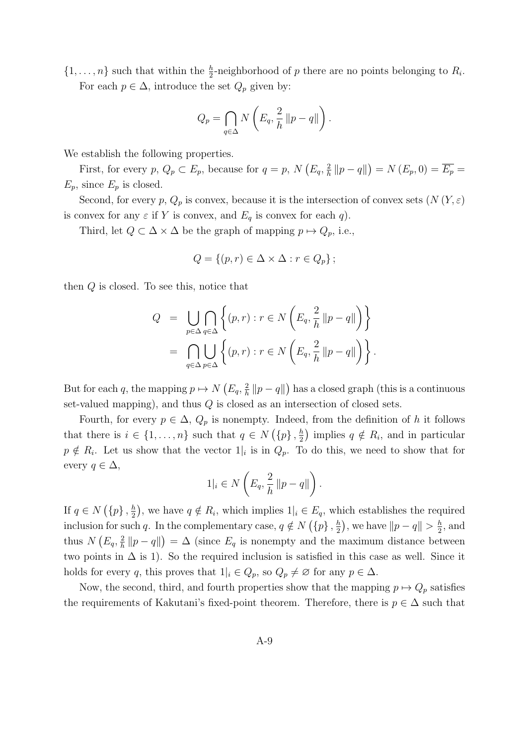$\{1, \ldots, n\}$ such that within the $\frac{h}{2}$-neighborhood of $p$ there are no points belonging to $R_i$.

For each $p \in \Delta$, introduce the set $Q_p$ given by:

$$Q_p = \bigcap_{q \in \Delta} N\left(E_q, \frac{2}{h}\|p - q\|\right).$$

We establish the following properties.

First, for every $p$, $Q_p \subset E_p$, because for $q = p$, $N\left(E_q, \frac{2}{h}\|p - q\|\right) = N\left(E_p, 0\right) = \overline{E_p} = E_p$, since $E_p$ is closed.

Second, for every $p$, $Q_p$ is convex, because it is the intersection of convex sets ($N\left(Y, \varepsilon\right)$ is convex for any $\varepsilon$ if $Y$ is convex, and $E_q$ is convex for each $q$).

Third, let $Q \subset \Delta \times \Delta$ be the graph of mapping $p \mapsto Q_p$, i.e.,

$$Q = \left\{(p, r) \in \Delta \times \Delta : r \in Q_p\right\};$$

then $Q$ is closed. To see this, notice that

$$\begin{aligned}
Q &= \bigcup_{p \in \Delta} \bigcap_{q \in \Delta} \left\{(p, r) : r \in N\left(E_q, \frac{2}{h}\|p - q\|\right)\right\} \\
&= \bigcap_{q \in \Delta} \bigcup_{p \in \Delta} \left\{(p, r) : r \in N\left(E_q, \frac{2}{h}\|p - q\|\right)\right\}.
\end{aligned}$$

But for each $q$, the mapping $p \mapsto N\left(E_q, \frac{2}{h}\|p - q\|\right)$ has a closed graph (this is a continuous set-valued mapping), and thus $Q$ is closed as an intersection of closed sets.

Fourth, for every $p \in \Delta$, $Q_p$ is nonempty. Indeed, from the definition of $h$ it follows that there is $i \in \{1, \ldots, n\}$ such that $q \in N\left(\{p\}, \frac{h}{2}\right)$ implies $q \notin R_i$, and in particular $p \notin R_i$. Let us show that the vector $1|_i$ is in $Q_p$. To do this, we need to show that for every $q \in \Delta$,

$$1|_i \in N\left(E_q, \frac{2}{h}\|p - q\|\right).$$

If $q \in N\left(\{p\}, \frac{h}{2}\right)$, we have $q \notin R_i$, which implies $1|_i \in E_q$, which establishes the required inclusion for such $q$. In the complementary case, $q \notin N\left(\{p\}, \frac{h}{2}\right)$, we have $\|p - q\| > \frac{h}{2}$, and thus $N\left(E_q, \frac{2}{h}\|p - q\|\right) = \Delta$ (since $E_q$ is nonempty and the maximum distance between two points in $\Delta$ is 1). So the required inclusion is satisfied in this case as well. Since it holds for every $q$, this proves that $1|_i \in Q_p$, so $Q_p \neq \varnothing$ for any $p \in \Delta$.

Now, the second, third, and fourth properties show that the mapping $p \mapsto Q_p$ satisfies the requirements of Kakutani's fixed-point theorem. Therefore, there is $p \in \Delta$ such that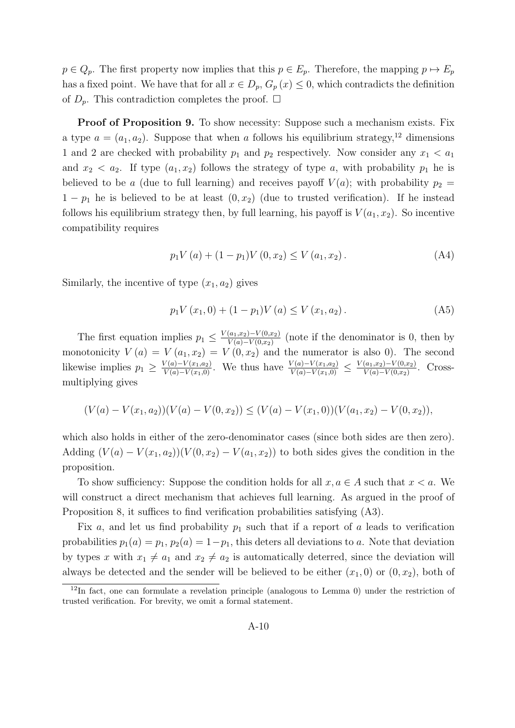$p \in Q_p$. The first property now implies that this $p \in E_p$. Therefore, the mapping $p \mapsto E_p$ has a fixed point. We have that for all $x \in D_p$, $G_p(x) \leq 0$, which contradicts the definition of $D_p$. This contradiction completes the proof. $\square$

**Proof of Proposition 9.** To show necessity: Suppose such a mechanism exists. Fix a type $a = (a_1, a_2)$. Suppose that when $a$ follows his equilibrium strategy,[12] dimensions 1 and 2 are checked with probability $p_1$ and $p_2$ respectively. Now consider any $x_1 < a_1$ and $x_2 < a_2$. If type $(a_1, x_2)$ follows the strategy of type $a$, with probability $p_1$ he is believed to be $a$ (due to full learning) and receives payoff $V(a)$; with probability $p_2 = 1 - p_1$ he is believed to be at least $(0, x_2)$ (due to trusted verification). If he instead follows his equilibrium strategy then, by full learning, his payoff is $V(a_1, x_2)$. So incentive compatibility requires

$$p_1 V(a) + (1 - p_1) V(0, x_2) \leq V(a_1, x_2). \tag{A4}$$

Similarly, the incentive of type $(x_1, a_2)$ gives

$$p_1 V(x_1, 0) + (1 - p_1) V(a) \leq V(x_1, a_2). \tag{A5}$$

The first equation implies $p_1 \leq \frac{V(a_1,x_2)-V(0,x_2)}{V(a)-V(0,x_2)}$ (note if the denominator is 0, then by monotonicity $V(a) = V(a_1, x_2) = V(0, x_2)$ and the numerator is also 0). The second likewise implies $p_1 \geq \frac{V(a)-V(x_1,a_2)}{V(a)-V(x_1,0)}$. We thus have $\frac{V(a)-V(x_1,a_2)}{V(a)-V(x_1,0)} \leq \frac{V(a_1,x_2)-V(0,x_2)}{V(a)-V(0,x_2)}$. Cross-multiplying gives

$$(V(a) - V(x_1, a_2))(V(a) - V(0, x_2)) \leq (V(a) - V(x_1, 0))(V(a_1, x_2) - V(0, x_2)),$$

which also holds in either of the zero-denominator cases (since both sides are then zero). Adding $(V(a) - V(x_1, a_2))(V(0, x_2) - V(a_1, x_2))$ to both sides gives the condition in the proposition.

To show sufficiency: Suppose the condition holds for all $x, a \in A$ such that $x < a$. We will construct a direct mechanism that achieves full learning. As argued in the proof of Proposition 8, it suffices to find verification probabilities satisfying (A3).

Fix $a$, and let us find probability $p_1$ such that if a report of $a$ leads to verification probabilities $p_1(a) = p_1$, $p_2(a) = 1 - p_1$, this deters all deviations to $a$. Note that deviation by types $x$ with $x_1 \neq a_1$ and $x_2 \neq a_2$ is automatically deterred, since the deviation will always be detected and the sender will be believed to be either $(x_1, 0)$ or $(0, x_2)$, both of

[12] In fact, one can formulate a revelation principle (analogous to Lemma 0) under the restriction of trusted verification. For brevity, we omit a formal statement.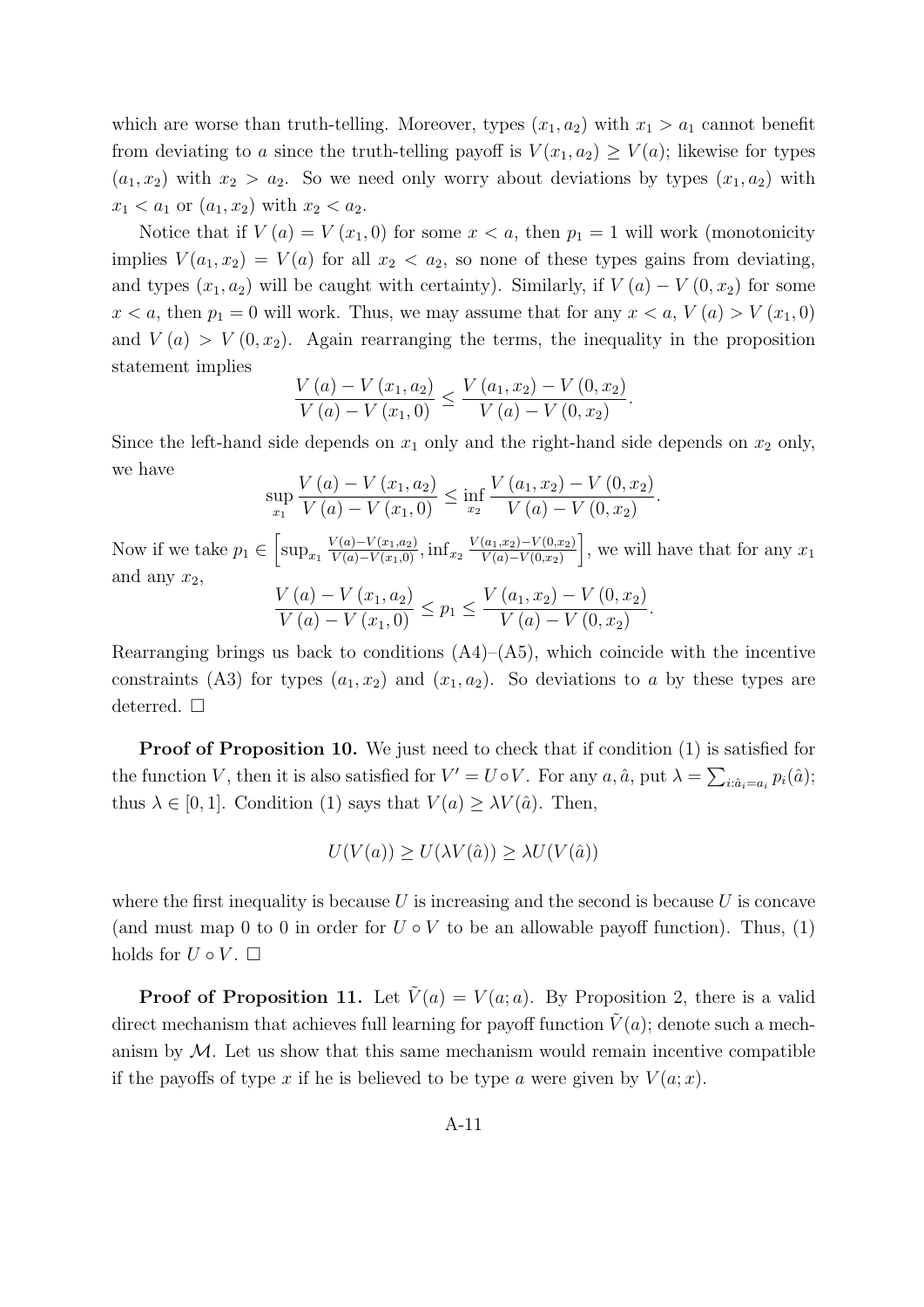which are worse than truth-telling. Moreover, types $(x_1, a_2)$ with $x_1 > a_1$ cannot benefit from deviating to $a$ since the truth-telling payoff is $V(x_1, a_2) \geq V(a)$; likewise for types $(a_1, x_2)$ with $x_2 > a_2$. So we need only worry about deviations by types $(x_1, a_2)$ with $x_1 < a_1$ or $(a_1, x_2)$ with $x_2 < a_2$.

Notice that if $V(a) = V(x_1, 0)$ for some $x < a$, then $p_1 = 1$ will work (monotonicity implies $V(a_1, x_2) = V(a)$ for all $x_2 < a_2$, so none of these types gains from deviating, and types $(x_1, a_2)$ will be caught with certainty). Similarly, if $V(a) - V(0, x_2)$ for some $x < a$, then $p_1 = 0$ will work. Thus, we may assume that for any $x < a$, $V(a) > V(x_1, 0)$ and $V(a) > V(0, x_2)$. Again rearranging the terms, the inequality in the proposition statement implies

$$\frac{V(a) - V(x_1, a_2)}{V(a) - V(x_1, 0)} \leq \frac{V(a_1, x_2) - V(0, x_2)}{V(a) - V(0, x_2)}.$$

Since the left-hand side depends on $x_1$ only and the right-hand side depends on $x_2$ only, we have

$$\sup_{x_1} \frac{V(a) - V(x_1, a_2)}{V(a) - V(x_1, 0)} \leq \inf_{x_2} \frac{V(a_1, x_2) - V(0, x_2)}{V(a) - V(0, x_2)}.$$

Now if we take $p_1 \in \left[\sup_{x_1} \frac{V(a)-V(x_1,a_2)}{V(a)-V(x_1,0)}, \inf_{x_2} \frac{V(a_1,x_2)-V(0,x_2)}{V(a)-V(0,x_2)}\right]$, we will have that for any $x_1$ and any $x_2$,

$$\frac{V(a) - V(x_1, a_2)}{V(a) - V(x_1, 0)} \leq p_1 \leq \frac{V(a_1, x_2) - V(0, x_2)}{V(a) - V(0, x_2)}.$$

Rearranging brings us back to conditions (A4)–(A5), which coincide with the incentive constraints (A3) for types $(a_1, x_2)$ and $(x_1, a_2)$. So deviations to $a$ by these types are deterred. □

**Proof of Proposition 10.** We just need to check that if condition (1) is satisfied for the function $V$, then it is also satisfied for $V' = U \circ V$. For any $a, \hat{a}$, put $\lambda = \sum_{i:\hat{a}_i = a_i} p_i(\hat{a})$; thus $\lambda \in [0, 1]$. Condition (1) says that $V(a) \geq \lambda V(\hat{a})$. Then,

$$U(V(a)) \geq U(\lambda V(\hat{a})) \geq \lambda U(V(\hat{a}))$$

where the first inequality is because $U$ is increasing and the second is because $U$ is concave (and must map 0 to 0 in order for $U \circ V$ to be an allowable payoff function). Thus, (1) holds for $U \circ V$. □

**Proof of Proposition 11.** Let $\tilde{V}(a) = V(a; a)$. By Proposition 2, there is a valid direct mechanism that achieves full learning for payoff function $\tilde{V}(a)$; denote such a mechanism by $\mathcal{M}$. Let us show that this same mechanism would remain incentive compatible if the payoffs of type $x$ if he is believed to be type $a$ were given by $V(a; x)$.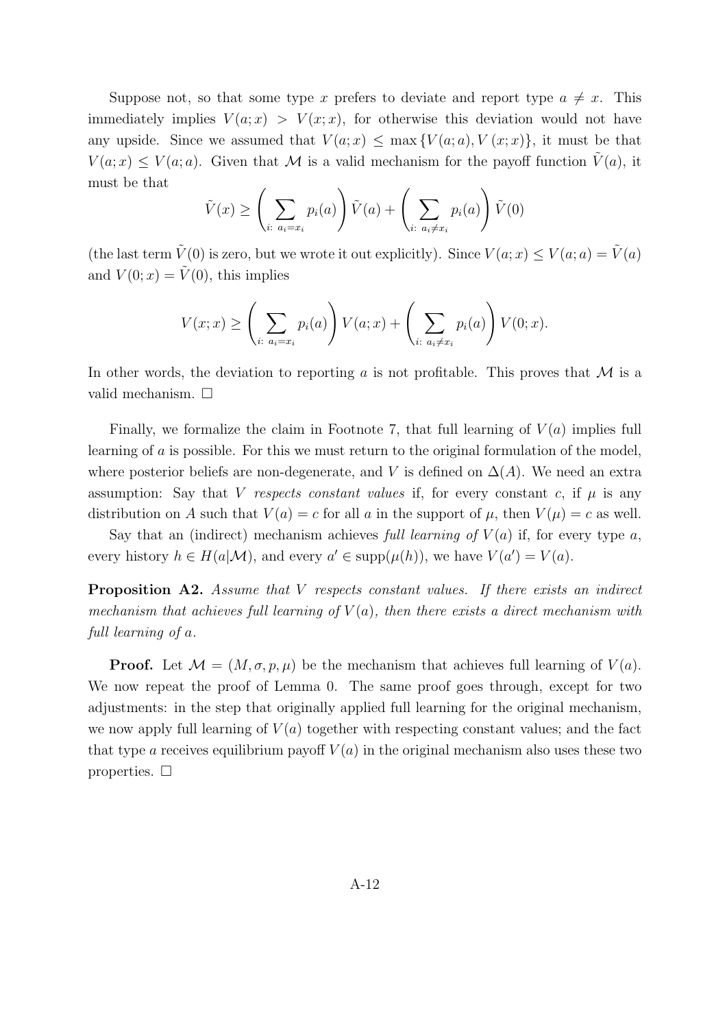Suppose not, so that some type $x$ prefers to deviate and report type $a \neq x$. This immediately implies $V(a;x) > V(x;x)$, for otherwise this deviation would not have any upside. Since we assumed that $V(a;x) \leq \max\{V(a;a), V(x;x)\}$, it must be that $V(a;x) \leq V(a;a)$. Given that $\mathcal{M}$ is a valid mechanism for the payoff function $\tilde{V}(a)$, it must be that

$$\tilde{V}(x) \geq \left( \sum_{i:\ a_i = x_i} p_i(a) \right) \tilde{V}(a) + \left( \sum_{i:\ a_i \neq x_i} p_i(a) \right) \tilde{V}(0)$$

(the last term $\tilde{V}(0)$ is zero, but we wrote it out explicitly). Since $V(a;x) \leq V(a;a) = \tilde{V}(a)$ and $V(0;x) = \tilde{V}(0)$, this implies

$$V(x;x) \geq \left( \sum_{i:\ a_i = x_i} p_i(a) \right) V(a;x) + \left( \sum_{i:\ a_i \neq x_i} p_i(a) \right) V(0;x).$$

In other words, the deviation to reporting $a$ is not profitable. This proves that $\mathcal{M}$ is a valid mechanism. □

Finally, we formalize the claim in Footnote 7, that full learning of $V(a)$ implies full learning of $a$ is possible. For this we must return to the original formulation of the model, where posterior beliefs are non-degenerate, and $V$ is defined on $\Delta(A)$. We need an extra assumption: Say that $V$ *respects constant values* if, for every constant $c$, if $\mu$ is any distribution on $A$ such that $V(a) = c$ for all $a$ in the support of $\mu$, then $V(\mu) = c$ as well.

Say that an (indirect) mechanism achieves *full learning of* $V(a)$ if, for every type $a$, every history $h \in H(a|\mathcal{M})$, and every $a' \in \text{supp}(\mu(h))$, we have $V(a') = V(a)$.

**Proposition A2.** *Assume that $V$ respects constant values. If there exists an indirect mechanism that achieves full learning of $V(a)$, then there exists a direct mechanism with full learning of $a$.*

**Proof.** Let $\mathcal{M} = (M, \sigma, p, \mu)$ be the mechanism that achieves full learning of $V(a)$. We now repeat the proof of Lemma 0. The same proof goes through, except for two adjustments: in the step that originally applied full learning for the original mechanism, we now apply full learning of $V(a)$ together with respecting constant values; and the fact that type $a$ receives equilibrium payoff $V(a)$ in the original mechanism also uses these two properties. □